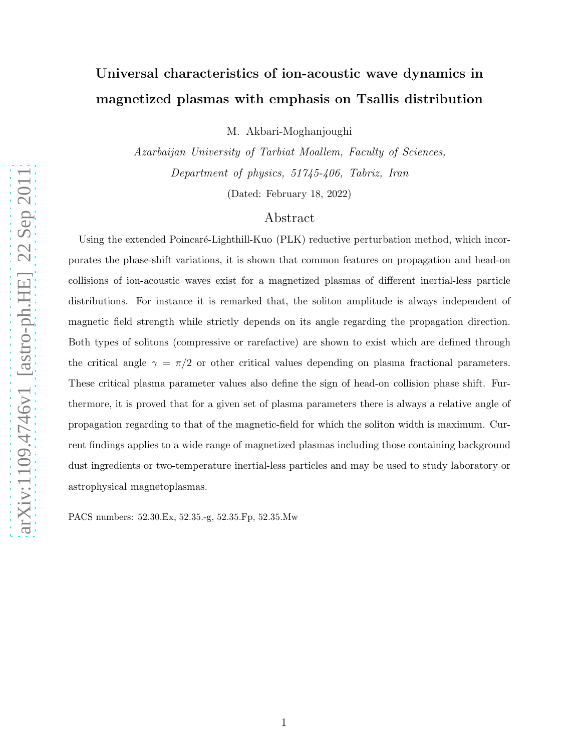# Universal characteristics of ion-acoustic wave dynamics in magnetized plasmas with emphasis on Tsallis distribution

M. Akbari-Moghanjoughi

*Azarbaijan University of Tarbiat Moallem, Faculty of Sciences,*
*Department of physics, 51745-406, Tabriz, Iran*

(Dated: February 18, 2022)

## Abstract

Using the extended Poincaré-Lighthill-Kuo (PLK) reductive perturbation method, which incorporates the phase-shift variations, it is shown that common features on propagation and head-on collisions of ion-acoustic waves exist for a magnetized plasmas of different inertial-less particle distributions. For instance it is remarked that, the soliton amplitude is always independent of magnetic field strength while strictly depends on its angle regarding the propagation direction. Both types of solitons (compressive or rarefactive) are shown to exist which are defined through the critical angle $\gamma = \pi/2$ or other critical values depending on plasma fractional parameters. These critical plasma parameter values also define the sign of head-on collision phase shift. Furthermore, it is proved that for a given set of plasma parameters there is always a relative angle of propagation regarding to that of the magnetic-field for which the soliton width is maximum. Current findings applies to a wide range of magnetized plasmas including those containing background dust ingredients or two-temperature inertial-less particles and may be used to study laboratory or astrophysical magnetoplasmas.

PACS numbers: 52.30.Ex, 52.35.-g, 52.35.Fp, 52.35.Mw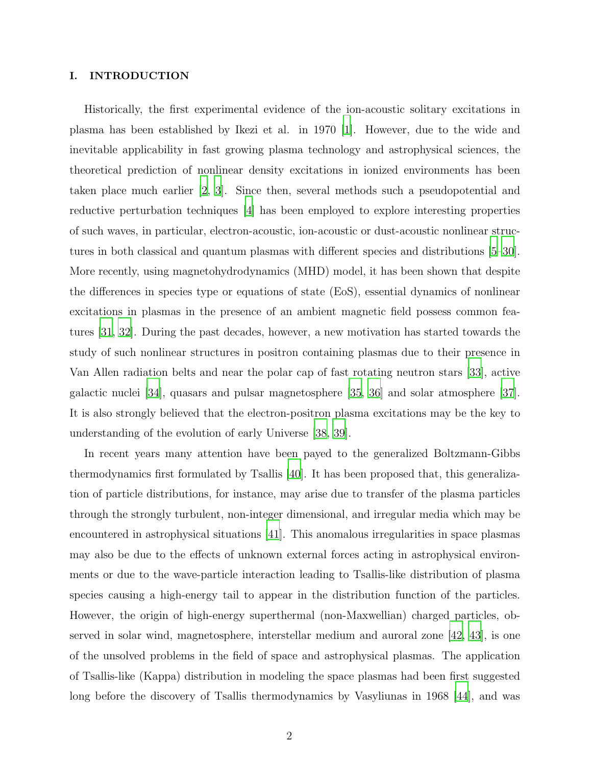## I. INTRODUCTION

Historically, the first experimental evidence of the ion-acoustic solitary excitations in plasma has been established by Ikezi et al. in 1970 [1]. However, due to the wide and inevitable applicability in fast growing plasma technology and astrophysical sciences, the theoretical prediction of nonlinear density excitations in ionized environments has been taken place much earlier [2, 3]. Since then, several methods such a pseudopotential and reductive perturbation techniques [4] has been employed to explore interesting properties of such waves, in particular, electron-acoustic, ion-acoustic or dust-acoustic nonlinear structures in both classical and quantum plasmas with different species and distributions [5–30]. More recently, using magnetohydrodynamics (MHD) model, it has been shown that despite the differences in species type or equations of state (EoS), essential dynamics of nonlinear excitations in plasmas in the presence of an ambient magnetic field possess common features [31, 32]. During the past decades, however, a new motivation has started towards the study of such nonlinear structures in positron containing plasmas due to their presence in Van Allen radiation belts and near the polar cap of fast rotating neutron stars [33], active galactic nuclei [34], quasars and pulsar magnetosphere [35, 36] and solar atmosphere [37]. It is also strongly believed that the electron-positron plasma excitations may be the key to understanding of the evolution of early Universe [38, 39].

In recent years many attention have been payed to the generalized Boltzmann-Gibbs thermodynamics first formulated by Tsallis [40]. It has been proposed that, this generalization of particle distributions, for instance, may arise due to transfer of the plasma particles through the strongly turbulent, non-integer dimensional, and irregular media which may be encountered in astrophysical situations [41]. This anomalous irregularities in space plasmas may also be due to the effects of unknown external forces acting in astrophysical environments or due to the wave-particle interaction leading to Tsallis-like distribution of plasma species causing a high-energy tail to appear in the distribution function of the particles. However, the origin of high-energy superthermal (non-Maxwellian) charged particles, observed in solar wind, magnetosphere, interstellar medium and auroral zone [42, 43], is one of the unsolved problems in the field of space and astrophysical plasmas. The application of Tsallis-like (Kappa) distribution in modeling the space plasmas had been first suggested long before the discovery of Tsallis thermodynamics by Vasyliunas in 1968 [44], and was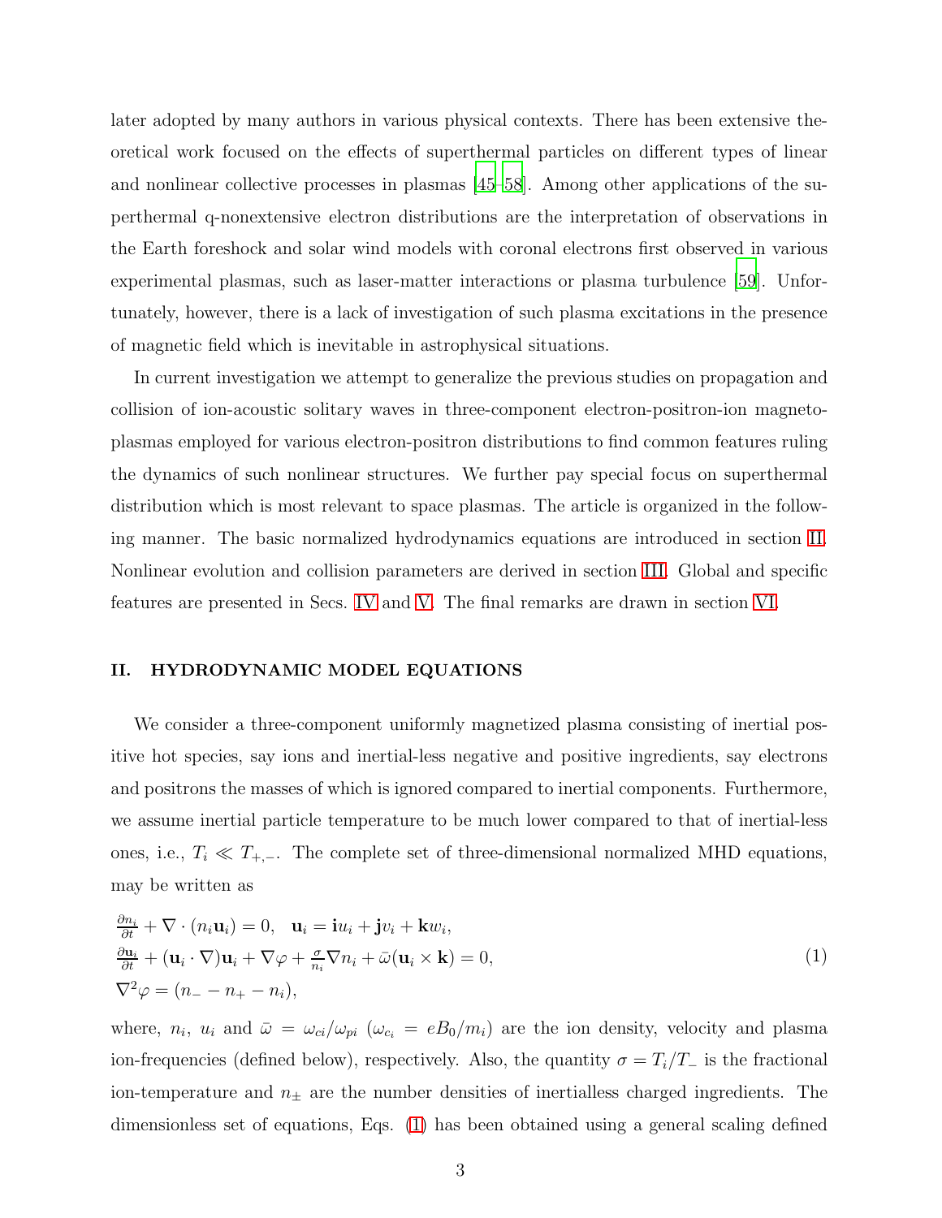later adopted by many authors in various physical contexts. There has been extensive theoretical work focused on the effects of superthermal particles on different types of linear and nonlinear collective processes in plasmas [45–58]. Among other applications of the superthermal q-nonextensive electron distributions are the interpretation of observations in the Earth foreshock and solar wind models with coronal electrons first observed in various experimental plasmas, such as laser-matter interactions or plasma turbulence [59]. Unfortunately, however, there is a lack of investigation of such plasma excitations in the presence of magnetic field which is inevitable in astrophysical situations.

In current investigation we attempt to generalize the previous studies on propagation and collision of ion-acoustic solitary waves in three-component electron-positron-ion magnetoplasmas employed for various electron-positron distributions to find common features ruling the dynamics of such nonlinear structures. We further pay special focus on superthermal distribution which is most relevant to space plasmas. The article is organized in the following manner. The basic normalized hydrodynamics equations are introduced in section II. Nonlinear evolution and collision parameters are derived in section III. Global and specific features are presented in Secs. IV and V. The final remarks are drawn in section VI.

## II. HYDRODYNAMIC MODEL EQUATIONS

We consider a three-component uniformly magnetized plasma consisting of inertial positive hot species, say ions and inertial-less negative and positive ingredients, say electrons and positrons the masses of which is ignored compared to inertial components. Furthermore, we assume inertial particle temperature to be much lower compared to that of inertial-less ones, i.e., $T_i \ll T_{+,-}$. The complete set of three-dimensional normalized MHD equations, may be written as

$$
\begin{aligned}
&\frac{\partial n_i}{\partial t} + \nabla \cdot (n_i \mathbf{u}_i) = 0, \quad \mathbf{u}_i = \mathbf{i} u_i + \mathbf{j} v_i + \mathbf{k} w_i, \\
&\frac{\partial \mathbf{u}_i}{\partial t} + (\mathbf{u}_i \cdot \nabla)\mathbf{u}_i + \nabla \varphi + \frac{\sigma}{n_i} \nabla n_i + \bar{\omega}(\mathbf{u}_i \times \mathbf{k}) = 0, \\
&\nabla^2 \varphi = (n_- - n_+ - n_i),
\end{aligned}
\tag{1}
$$

where, $n_i$, $u_i$ and $\bar{\omega} = \omega_{ci}/\omega_{pi}$ ($\omega_{c_i} = eB_0/m_i$) are the ion density, velocity and plasma ion-frequencies (defined below), respectively. Also, the quantity $\sigma = T_i/T_-$ is the fractional ion-temperature and $n_\pm$ are the number densities of inertialless charged ingredients. The dimensionless set of equations, Eqs. (1) has been obtained using a general scaling defined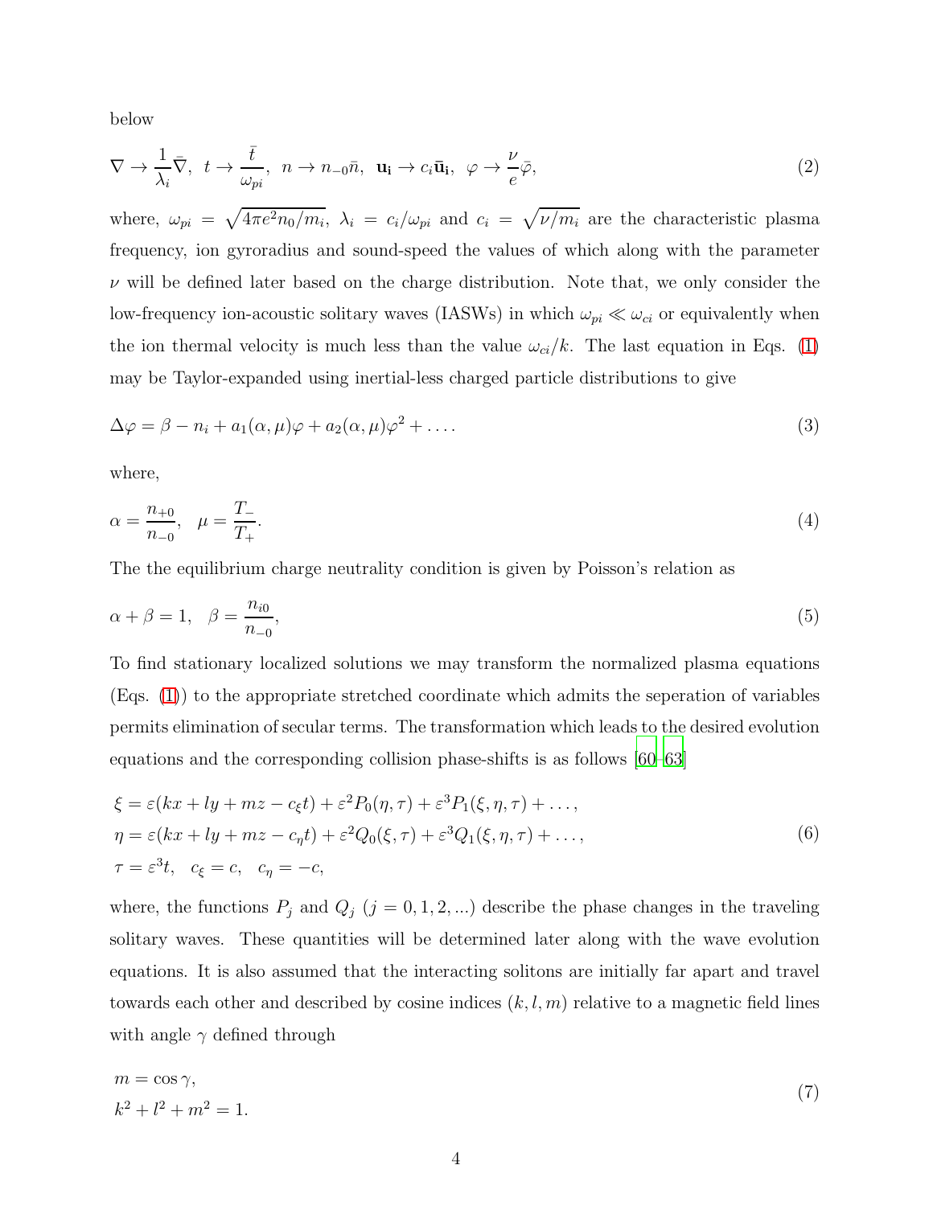below

$$
\nabla \to \frac{1}{\lambda_i}\bar{\nabla},\ \ t \to \frac{\bar{t}}{\omega_{pi}},\ \ n \to n_{-0}\bar{n},\ \ \mathbf{u_i} \to c_i\bar{\mathbf{u}}_\mathbf{i},\ \ \varphi \to \frac{\nu}{e}\bar{\varphi}, \tag{2}
$$

where, $\omega_{pi} = \sqrt{4\pi e^2 n_0/m_i}$, $\lambda_i = c_i/\omega_{pi}$ and $c_i = \sqrt{\nu/m_i}$ are the characteristic plasma frequency, ion gyroradius and sound-speed the values of which along with the parameter $\nu$ will be defined later based on the charge distribution. Note that, we only consider the low-frequency ion-acoustic solitary waves (IASWs) in which $\omega_{pi} \ll \omega_{ci}$ or equivalently when the ion thermal velocity is much less than the value $\omega_{ci}/k$. The last equation in Eqs. (1) may be Taylor-expanded using inertial-less charged particle distributions to give

$$
\Delta\varphi = \beta - n_i + a_1(\alpha,\mu)\varphi + a_2(\alpha,\mu)\varphi^2 + \ldots. \tag{3}
$$

where,

$$
\alpha = \frac{n_{+0}}{n_{-0}},\ \ \ \mu = \frac{T_-}{T_+}. \tag{4}
$$

The the equilibrium charge neutrality condition is given by Poisson's relation as

$$
\alpha + \beta = 1,\ \ \ \beta = \frac{n_{i0}}{n_{-0}}, \tag{5}
$$

To find stationary localized solutions we may transform the normalized plasma equations (Eqs. (1)) to the appropriate stretched coordinate which admits the seperation of variables permits elimination of secular terms. The transformation which leads to the desired evolution equations and the corresponding collision phase-shifts is as follows [60–63]

$$
\begin{aligned}
&\xi = \varepsilon(kx + ly + mz - c_\xi t) + \varepsilon^2 P_0(\eta,\tau) + \varepsilon^3 P_1(\xi,\eta,\tau) + \ldots,\\
&\eta = \varepsilon(kx + ly + mz - c_\eta t) + \varepsilon^2 Q_0(\xi,\tau) + \varepsilon^3 Q_1(\xi,\eta,\tau) + \ldots,\\
&\tau = \varepsilon^3 t,\ \ \ c_\xi = c,\ \ \ c_\eta = -c,
\end{aligned} \tag{6}
$$

where, the functions $P_j$ and $Q_j$ ($j = 0, 1, 2, ...$) describe the phase changes in the traveling solitary waves. These quantities will be determined later along with the wave evolution equations. It is also assumed that the interacting solitons are initially far apart and travel towards each other and described by cosine indices $(k, l, m)$ relative to a magnetic field lines with angle $\gamma$ defined through

$$
\begin{aligned}
&m = \cos\gamma,\\
&k^2 + l^2 + m^2 = 1.
\end{aligned} \tag{7}
$$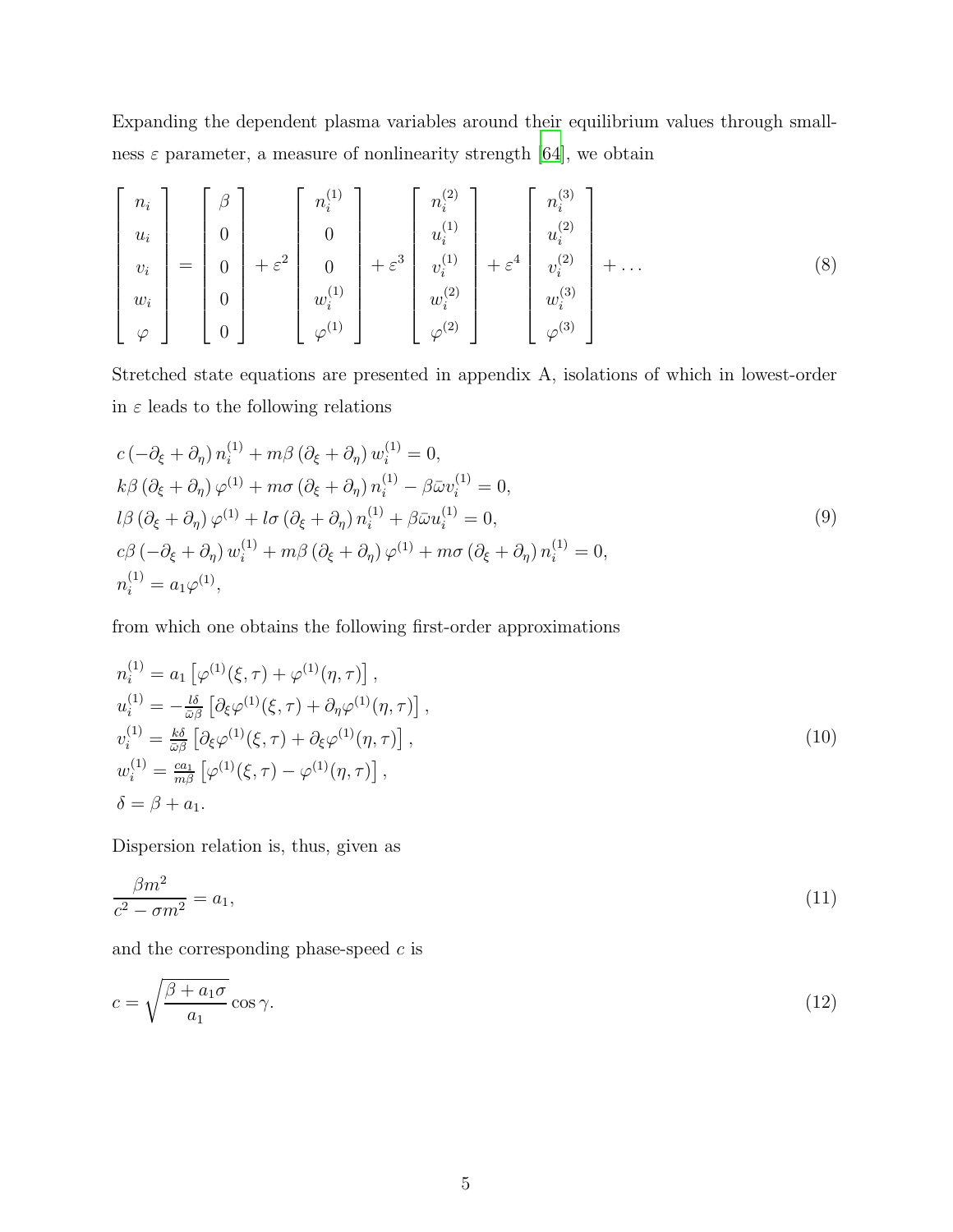Expanding the dependent plasma variables around their equilibrium values through smallness $\varepsilon$ parameter, a measure of nonlinearity strength [64], we obtain

$$
\left[\begin{array}{c} n_i \\ u_i \\ v_i \\ w_i \\ \varphi \end{array}\right] = \left[\begin{array}{c} \beta \\ 0 \\ 0 \\ 0 \\ 0 \end{array}\right] + \varepsilon^2 \left[\begin{array}{c} n_i^{(1)} \\ 0 \\ 0 \\ w_i^{(1)} \\ \varphi^{(1)} \end{array}\right] + \varepsilon^3 \left[\begin{array}{c} n_i^{(2)} \\ u_i^{(1)} \\ v_i^{(1)} \\ w_i^{(2)} \\ \varphi^{(2)} \end{array}\right] + \varepsilon^4 \left[\begin{array}{c} n_i^{(3)} \\ u_i^{(2)} \\ v_i^{(2)} \\ w_i^{(3)} \\ \varphi^{(3)} \end{array}\right] + \ldots \tag{8}
$$

Stretched state equations are presented in appendix A, isolations of which in lowest-order in $\varepsilon$ leads to the following relations

$$
\begin{aligned}
& c\left(-\partial_\xi + \partial_\eta\right) n_i^{(1)} + m\beta\left(\partial_\xi + \partial_\eta\right) w_i^{(1)} = 0, \\
& k\beta\left(\partial_\xi + \partial_\eta\right) \varphi^{(1)} + m\sigma\left(\partial_\xi + \partial_\eta\right) n_i^{(1)} - \beta\bar{\omega} v_i^{(1)} = 0, \\
& l\beta\left(\partial_\xi + \partial_\eta\right) \varphi^{(1)} + l\sigma\left(\partial_\xi + \partial_\eta\right) n_i^{(1)} + \beta\bar{\omega} u_i^{(1)} = 0, \\
& c\beta\left(-\partial_\xi + \partial_\eta\right) w_i^{(1)} + m\beta\left(\partial_\xi + \partial_\eta\right) \varphi^{(1)} + m\sigma\left(\partial_\xi + \partial_\eta\right) n_i^{(1)} = 0, \\
& n_i^{(1)} = a_1 \varphi^{(1)},
\end{aligned} \tag{9}
$$

from which one obtains the following first-order approximations

$$
\begin{aligned}
& n_i^{(1)} = a_1\left[\varphi^{(1)}(\xi, \tau) + \varphi^{(1)}(\eta, \tau)\right], \\
& u_i^{(1)} = -\tfrac{l\delta}{\bar{\omega}\beta}\left[\partial_\xi \varphi^{(1)}(\xi, \tau) + \partial_\eta \varphi^{(1)}(\eta, \tau)\right], \\
& v_i^{(1)} = \tfrac{k\delta}{\bar{\omega}\beta}\left[\partial_\xi \varphi^{(1)}(\xi, \tau) + \partial_\xi \varphi^{(1)}(\eta, \tau)\right], \\
& w_i^{(1)} = \tfrac{c a_1}{m\beta}\left[\varphi^{(1)}(\xi, \tau) - \varphi^{(1)}(\eta, \tau)\right], \\
& \delta = \beta + a_1.
\end{aligned} \tag{10}
$$

Dispersion relation is, thus, given as

$$
\frac{\beta m^2}{c^2 - \sigma m^2} = a_1, \tag{11}
$$

and the corresponding phase-speed $c$ is

$$
c = \sqrt{\frac{\beta + a_1\sigma}{a_1}} \cos\gamma. \tag{12}
$$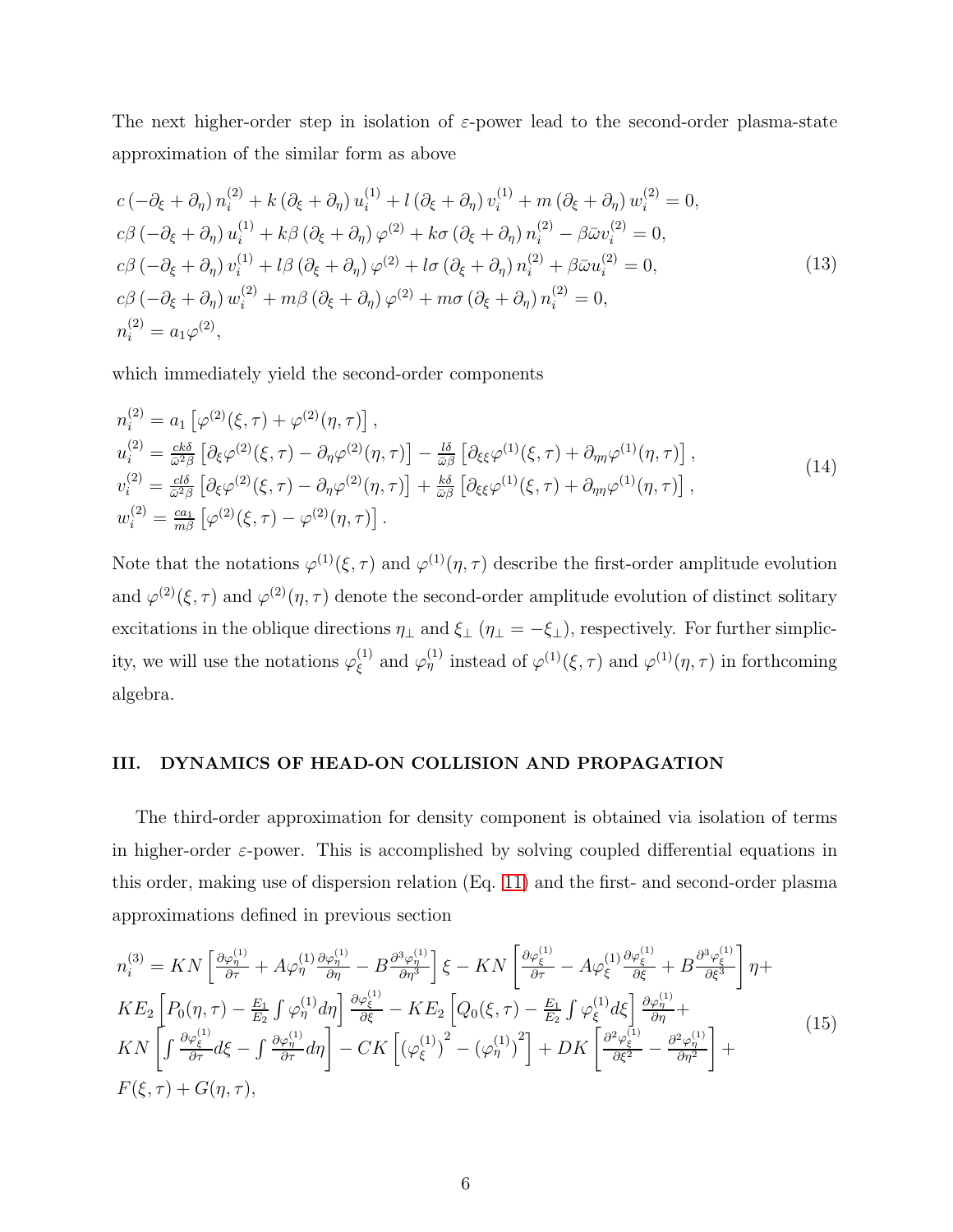The next higher-order step in isolation of $\varepsilon$-power lead to the second-order plasma-state approximation of the similar form as above

$$
\begin{aligned}
&c\left(-\partial_\xi+\partial_\eta\right)n_i^{(2)}+k\left(\partial_\xi+\partial_\eta\right)u_i^{(1)}+l\left(\partial_\xi+\partial_\eta\right)v_i^{(1)}+m\left(\partial_\xi+\partial_\eta\right)w_i^{(2)}=0,\\
&c\beta\left(-\partial_\xi+\partial_\eta\right)u_i^{(1)}+k\beta\left(\partial_\xi+\partial_\eta\right)\varphi^{(2)}+k\sigma\left(\partial_\xi+\partial_\eta\right)n_i^{(2)}-\beta\bar{\omega}v_i^{(2)}=0,\\
&c\beta\left(-\partial_\xi+\partial_\eta\right)v_i^{(1)}+l\beta\left(\partial_\xi+\partial_\eta\right)\varphi^{(2)}+l\sigma\left(\partial_\xi+\partial_\eta\right)n_i^{(2)}+\beta\bar{\omega}u_i^{(2)}=0,\\
&c\beta\left(-\partial_\xi+\partial_\eta\right)w_i^{(2)}+m\beta\left(\partial_\xi+\partial_\eta\right)\varphi^{(2)}+m\sigma\left(\partial_\xi+\partial_\eta\right)n_i^{(2)}=0,\\
&n_i^{(2)}=a_1\varphi^{(2)},
\end{aligned}
\tag{13}
$$

which immediately yield the second-order components

$$
\begin{aligned}
&n_i^{(2)}=a_1\left[\varphi^{(2)}(\xi,\tau)+\varphi^{(2)}(\eta,\tau)\right],\\
&u_i^{(2)}=\tfrac{ck\delta}{\bar{\omega}^2\beta}\left[\partial_\xi\varphi^{(2)}(\xi,\tau)-\partial_\eta\varphi^{(2)}(\eta,\tau)\right]-\tfrac{l\delta}{\bar{\omega}\beta}\left[\partial_{\xi\xi}\varphi^{(1)}(\xi,\tau)+\partial_{\eta\eta}\varphi^{(1)}(\eta,\tau)\right],\\
&v_i^{(2)}=\tfrac{cl\delta}{\bar{\omega}^2\beta}\left[\partial_\xi\varphi^{(2)}(\xi,\tau)-\partial_\eta\varphi^{(2)}(\eta,\tau)\right]+\tfrac{k\delta}{\bar{\omega}\beta}\left[\partial_{\xi\xi}\varphi^{(1)}(\xi,\tau)+\partial_{\eta\eta}\varphi^{(1)}(\eta,\tau)\right],\\
&w_i^{(2)}=\tfrac{ca_1}{m\beta}\left[\varphi^{(2)}(\xi,\tau)-\varphi^{(2)}(\eta,\tau)\right].
\end{aligned}
\tag{14}
$$

Note that the notations $\varphi^{(1)}(\xi,\tau)$ and $\varphi^{(1)}(\eta,\tau)$ describe the first-order amplitude evolution and $\varphi^{(2)}(\xi,\tau)$ and $\varphi^{(2)}(\eta,\tau)$ denote the second-order amplitude evolution of distinct solitary excitations in the oblique directions $\eta_\perp$ and $\xi_\perp$ ($\eta_\perp=-\xi_\perp$), respectively. For further simplicity, we will use the notations $\varphi_\xi^{(1)}$ and $\varphi_\eta^{(1)}$ instead of $\varphi^{(1)}(\xi,\tau)$ and $\varphi^{(1)}(\eta,\tau)$ in forthcoming algebra.

## III. DYNAMICS OF HEAD-ON COLLISION AND PROPAGATION

The third-order approximation for density component is obtained via isolation of terms in higher-order $\varepsilon$-power. This is accomplished by solving coupled differential equations in this order, making use of dispersion relation (Eq. 11) and the first- and second-order plasma approximations defined in previous section

$$
\begin{aligned}
&n_i^{(3)}=KN\left[\tfrac{\partial\varphi_\eta^{(1)}}{\partial\tau}+A\varphi_\eta^{(1)}\tfrac{\partial\varphi_\eta^{(1)}}{\partial\eta}-B\tfrac{\partial^3\varphi_\eta^{(1)}}{\partial\eta^3}\right]\xi-KN\left[\tfrac{\partial\varphi_\xi^{(1)}}{\partial\tau}-A\varphi_\xi^{(1)}\tfrac{\partial\varphi_\xi^{(1)}}{\partial\xi}+B\tfrac{\partial^3\varphi_\xi^{(1)}}{\partial\xi^3}\right]\eta+\\
&KE_2\left[P_0(\eta,\tau)-\tfrac{E_1}{E_2}\int\varphi_\eta^{(1)}d\eta\right]\tfrac{\partial\varphi_\xi^{(1)}}{\partial\xi}-KE_2\left[Q_0(\xi,\tau)-\tfrac{E_1}{E_2}\int\varphi_\xi^{(1)}d\xi\right]\tfrac{\partial\varphi_\eta^{(1)}}{\partial\eta}+\\
&KN\left[\int\tfrac{\partial\varphi_\xi^{(1)}}{\partial\tau}d\xi-\int\tfrac{\partial\varphi_\eta^{(1)}}{\partial\tau}d\eta\right]-CK\left[\left(\varphi_\xi^{(1)}\right)^2-\left(\varphi_\eta^{(1)}\right)^2\right]+DK\left[\tfrac{\partial^2\varphi_\xi^{(1)}}{\partial\xi^2}-\tfrac{\partial^2\varphi_\eta^{(1)}}{\partial\eta^2}\right]+\\
&F(\xi,\tau)+G(\eta,\tau),
\end{aligned}
\tag{15}
$$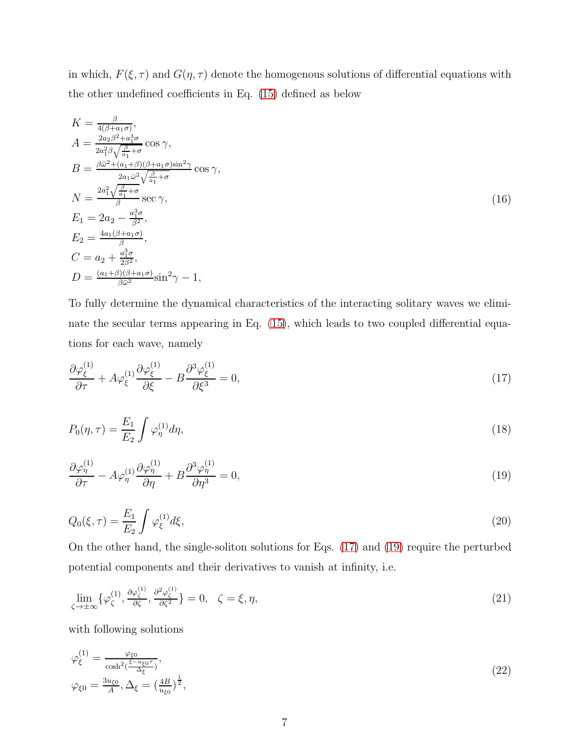in which, $F(\xi,\tau)$ and $G(\eta,\tau)$ denote the homogenous solutions of differential equations with the other undefined coefficients in Eq. (15) defined as below

$$
\begin{array}{l}
K = \frac{\beta}{4(\beta + a_1\sigma)}, \\
A = \frac{2a_2\beta^2 + a_1^3\sigma}{2a_1^2\beta\sqrt{\frac{\beta}{a_1}+\sigma}}\cos\gamma, \\
B = \frac{\beta\bar{\omega}^2 + (a_1+\beta)(\beta+a_1\sigma)\sin^2\gamma}{2a_1\bar{\omega}^2\sqrt{\frac{\beta}{a_1}+\sigma}}\cos\gamma, \\
N = \frac{2a_1^2\sqrt{\frac{\beta}{a_1}+\sigma}}{\beta}\sec\gamma, \\
E_1 = 2a_2 - \frac{a_1^3\sigma}{\beta^2}, \\
E_2 = \frac{4a_1(\beta+a_1\sigma)}{\beta}, \\
C = a_2 + \frac{a_1^3\sigma}{2\beta^2}, \\
D = \frac{(a_1+\beta)(\beta+a_1\sigma)}{\beta\bar{\omega}^2}\sin^2\gamma - 1,
\end{array}
\tag{16}
$$

To fully determine the dynamical characteristics of the interacting solitary waves we eliminate the secular terms appearing in Eq. (15), which leads to two coupled differential equations for each wave, namely

$$
\frac{\partial\varphi_\xi^{(1)}}{\partial\tau} + A\varphi_\xi^{(1)}\frac{\partial\varphi_\xi^{(1)}}{\partial\xi} - B\frac{\partial^3\varphi_\xi^{(1)}}{\partial\xi^3} = 0, \tag{17}
$$

$$
P_0(\eta,\tau) = \frac{E_1}{E_2}\int\varphi_\eta^{(1)}d\eta, \tag{18}
$$

$$
\frac{\partial\varphi_\eta^{(1)}}{\partial\tau} - A\varphi_\eta^{(1)}\frac{\partial\varphi_\eta^{(1)}}{\partial\eta} + B\frac{\partial^3\varphi_\eta^{(1)}}{\partial\eta^3} = 0, \tag{19}
$$

$$
Q_0(\xi,\tau) = \frac{E_1}{E_2}\int\varphi_\xi^{(1)}d\xi, \tag{20}
$$

On the other hand, the single-soliton solutions for Eqs. (17) and (19) require the perturbed potential components and their derivatives to vanish at infinity, i.e.

$$
\lim_{\zeta\to\pm\infty}\{\varphi_\zeta^{(1)}, \tfrac{\partial\varphi_\zeta^{(1)}}{\partial\zeta}, \tfrac{\partial^2\varphi_\zeta^{(1)}}{\partial\zeta^2}\} = 0, \quad \zeta = \xi,\eta, \tag{21}
$$

with following solutions

$$
\begin{array}{l}
\varphi_\xi^{(1)} = \frac{\varphi_{\xi 0}}{\cosh^2(\frac{\xi - u_{\xi 0}\tau}{\Delta_\xi})}, \\
\varphi_{\xi 0} = \frac{3u_{\xi 0}}{A}, \Delta_\xi = (\frac{4B}{u_{\xi 0}})^{\frac{1}{2}},
\end{array}
\tag{22}
$$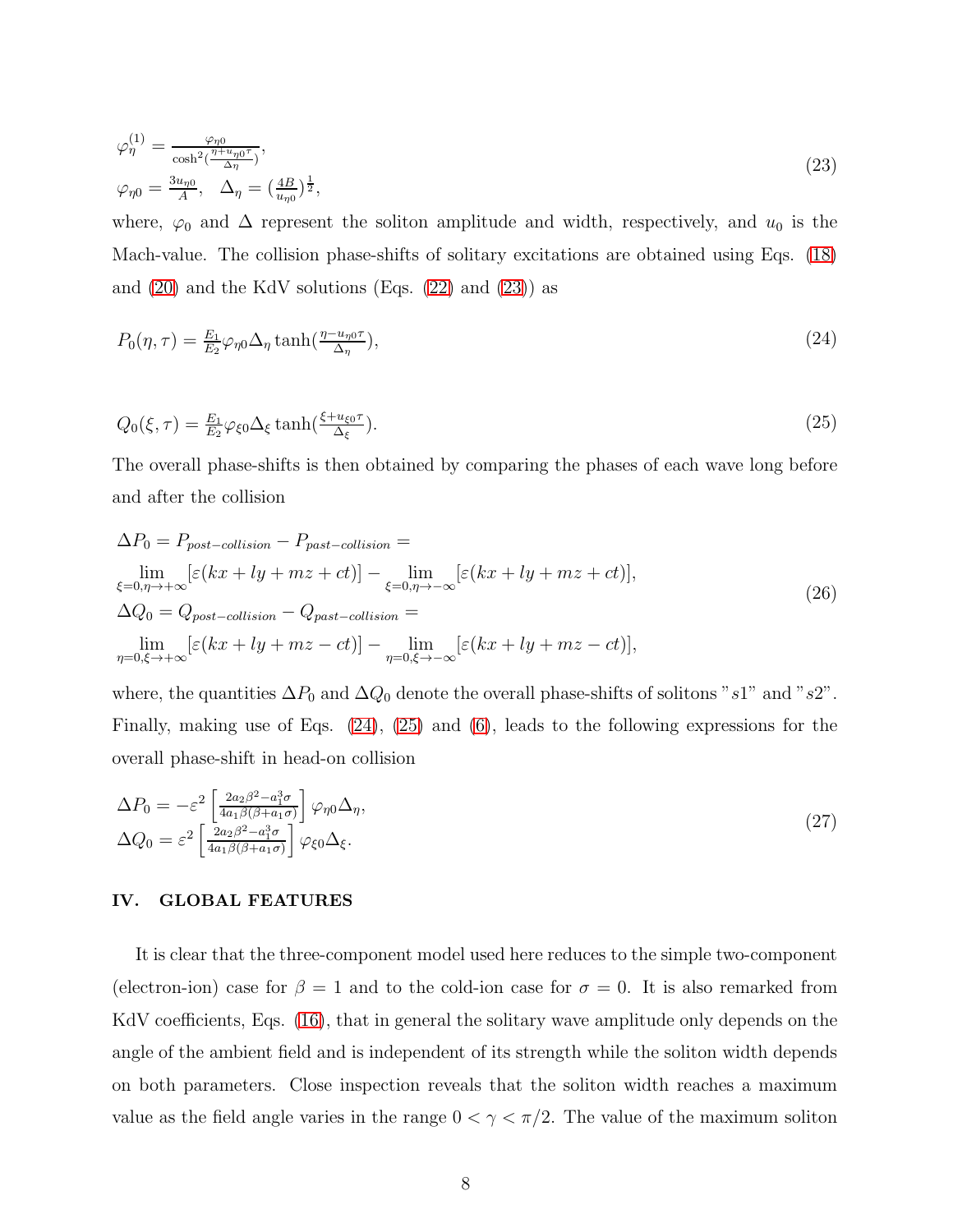$$
\begin{aligned}
&\varphi_\eta^{(1)} = \frac{\varphi_{\eta 0}}{\cosh^2(\frac{\eta + u_{\eta 0}\tau}{\Delta_\eta})}, \\
&\varphi_{\eta 0} = \frac{3u_{\eta 0}}{A}, \quad \Delta_\eta = (\frac{4B}{u_{\eta 0}})^{\frac{1}{2}},
\end{aligned}
\tag{23}
$$

where, $\varphi_0$ and $\Delta$ represent the soliton amplitude and width, respectively, and $u_0$ is the Mach-value. The collision phase-shifts of solitary excitations are obtained using Eqs. (18) and (20) and the KdV solutions (Eqs. (22) and (23)) as

$$
P_0(\eta, \tau) = \frac{E_1}{E_2}\varphi_{\eta 0}\Delta_\eta \tanh(\frac{\eta - u_{\eta 0}\tau}{\Delta_\eta}),
\tag{24}
$$

$$
Q_0(\xi, \tau) = \frac{E_1}{E_2}\varphi_{\xi 0}\Delta_\xi \tanh(\frac{\xi + u_{\xi 0}\tau}{\Delta_\xi}).
\tag{25}
$$

The overall phase-shifts is then obtained by comparing the phases of each wave long before and after the collision

$$
\begin{aligned}
&\Delta P_0 = P_{post-collision} - P_{past-collision} = \\
&\lim_{\xi=0, \eta \to +\infty}[\varepsilon(kx + ly + mz + ct)] - \lim_{\xi=0, \eta \to -\infty}[\varepsilon(kx + ly + mz + ct)], \\
&\Delta Q_0 = Q_{post-collision} - Q_{past-collision} = \\
&\lim_{\eta=0, \xi \to +\infty}[\varepsilon(kx + ly + mz - ct)] - \lim_{\eta=0, \xi \to -\infty}[\varepsilon(kx + ly + mz - ct)],
\end{aligned}
\tag{26}
$$

where, the quantities $\Delta P_0$ and $\Delta Q_0$ denote the overall phase-shifts of solitons "$s1$" and "$s2$". Finally, making use of Eqs. (24), (25) and (6), leads to the following expressions for the overall phase-shift in head-on collision

$$
\begin{aligned}
&\Delta P_0 = -\varepsilon^2 \left[\frac{2a_2\beta^2 - a_1^3\sigma}{4a_1\beta(\beta + a_1\sigma)}\right]\varphi_{\eta 0}\Delta_\eta, \\
&\Delta Q_0 = \varepsilon^2 \left[\frac{2a_2\beta^2 - a_1^3\sigma}{4a_1\beta(\beta + a_1\sigma)}\right]\varphi_{\xi 0}\Delta_\xi.
\end{aligned}
\tag{27}
$$

## IV. GLOBAL FEATURES

It is clear that the three-component model used here reduces to the simple two-component (electron-ion) case for $\beta = 1$ and to the cold-ion case for $\sigma = 0$. It is also remarked from KdV coefficients, Eqs. (16), that in general the solitary wave amplitude only depends on the angle of the ambient field and is independent of its strength while the soliton width depends on both parameters. Close inspection reveals that the soliton width reaches a maximum value as the field angle varies in the range $0 < \gamma < \pi/2$. The value of the maximum soliton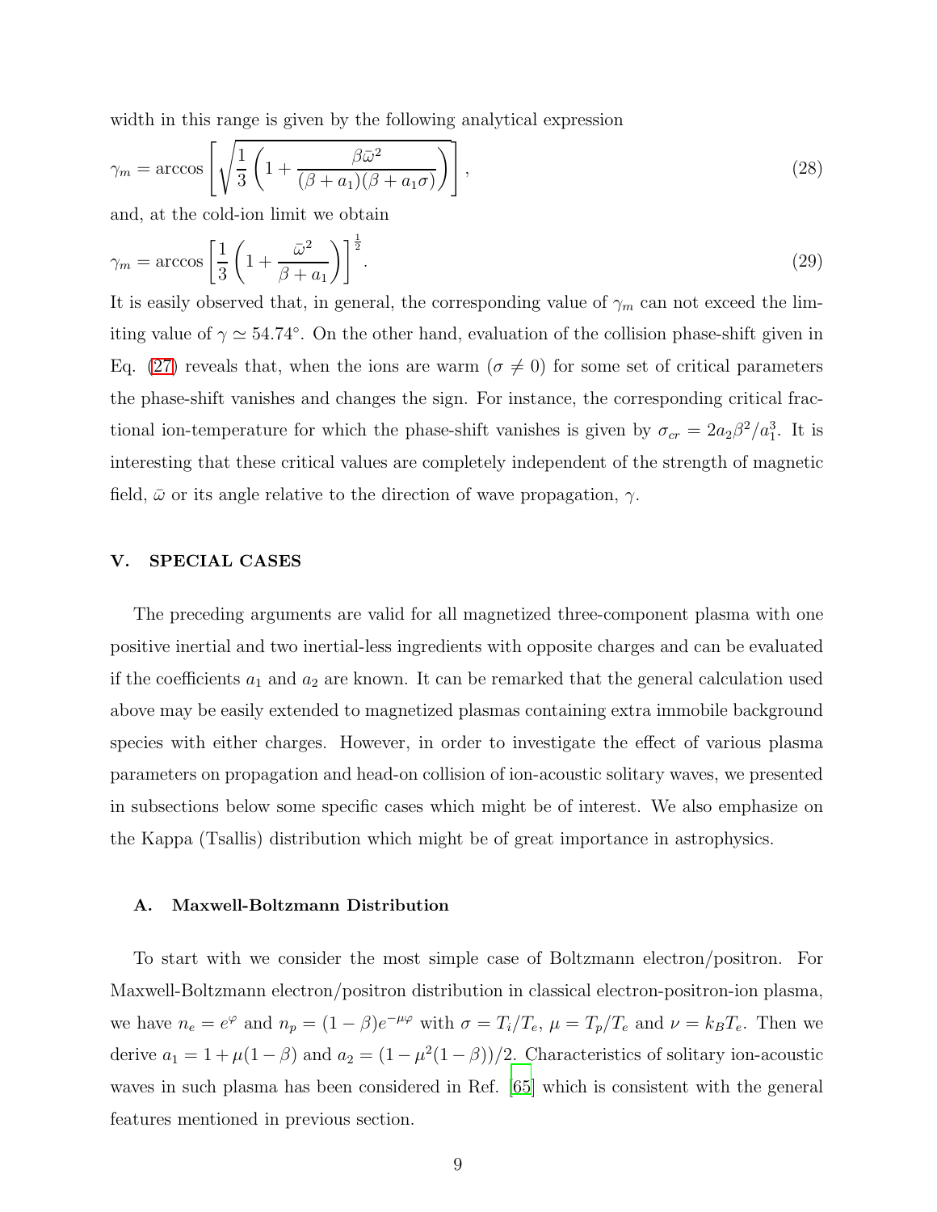width in this range is given by the following analytical expression

$$\gamma_m = \arccos\left[\sqrt{\frac{1}{3}\left(1 + \frac{\beta\bar{\omega}^2}{(\beta + a_1)(\beta + a_1\sigma)}\right)}\right], \tag{28}$$

and, at the cold-ion limit we obtain

$$\gamma_m = \arccos\left[\frac{1}{3}\left(1 + \frac{\bar{\omega}^2}{\beta + a_1}\right)\right]^{\frac{1}{2}}. \tag{29}$$

It is easily observed that, in general, the corresponding value of $\gamma_m$ can not exceed the limiting value of $\gamma \simeq 54.74°$. On the other hand, evaluation of the collision phase-shift given in Eq. (27) reveals that, when the ions are warm ($\sigma \neq 0$) for some set of critical parameters the phase-shift vanishes and changes the sign. For instance, the corresponding critical fractional ion-temperature for which the phase-shift vanishes is given by $\sigma_{cr} = 2a_2\beta^2/a_1^3$. It is interesting that these critical values are completely independent of the strength of magnetic field, $\bar{\omega}$ or its angle relative to the direction of wave propagation, $\gamma$.

## V. SPECIAL CASES

The preceding arguments are valid for all magnetized three-component plasma with one positive inertial and two inertial-less ingredients with opposite charges and can be evaluated if the coefficients $a_1$ and $a_2$ are known. It can be remarked that the general calculation used above may be easily extended to magnetized plasmas containing extra immobile background species with either charges. However, in order to investigate the effect of various plasma parameters on propagation and head-on collision of ion-acoustic solitary waves, we presented in subsections below some specific cases which might be of interest. We also emphasize on the Kappa (Tsallis) distribution which might be of great importance in astrophysics.

### A. Maxwell-Boltzmann Distribution

To start with we consider the most simple case of Boltzmann electron/positron. For Maxwell-Boltzmann electron/positron distribution in classical electron-positron-ion plasma, we have $n_e = e^{\varphi}$ and $n_p = (1-\beta)e^{-\mu\varphi}$ with $\sigma = T_i/T_e$, $\mu = T_p/T_e$ and $\nu = k_B T_e$. Then we derive $a_1 = 1 + \mu(1-\beta)$ and $a_2 = (1 - \mu^2(1-\beta))/2$. Characteristics of solitary ion-acoustic waves in such plasma has been considered in Ref. [65] which is consistent with the general features mentioned in previous section.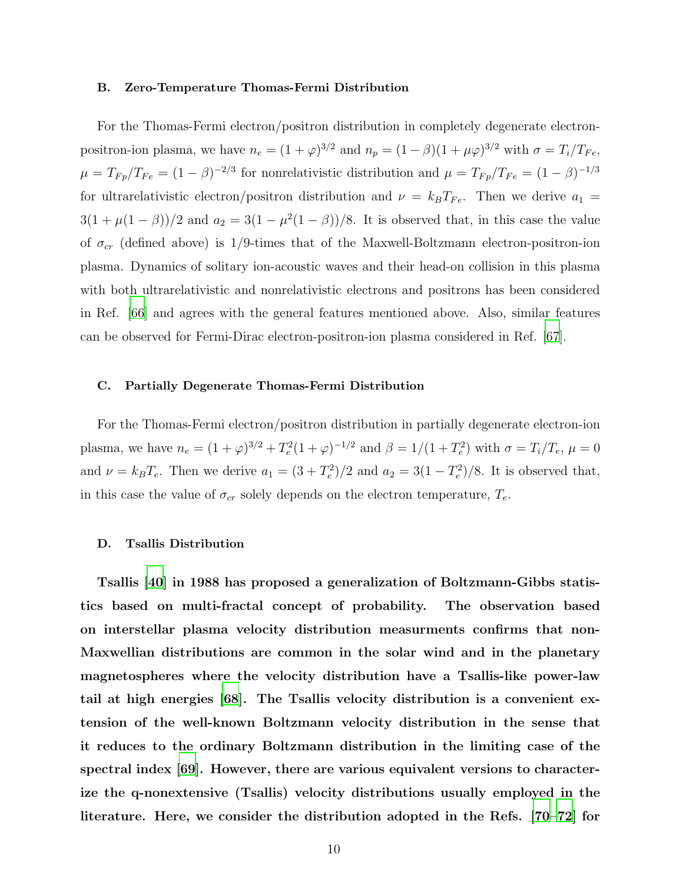### B. Zero-Temperature Thomas-Fermi Distribution

For the Thomas-Fermi electron/positron distribution in completely degenerate electron-positron-ion plasma, we have $n_e = (1+\varphi)^{3/2}$ and $n_p = (1-\beta)(1+\mu\varphi)^{3/2}$ with $\sigma = T_i/T_{Fe}$, $\mu = T_{Fp}/T_{Fe} = (1-\beta)^{-2/3}$ for nonrelativistic distribution and $\mu = T_{Fp}/T_{Fe} = (1-\beta)^{-1/3}$ for ultrarelativistic electron/positron distribution and $\nu = k_B T_{Fe}$. Then we derive $a_1 = 3(1+\mu(1-\beta))/2$ and $a_2 = 3(1-\mu^2(1-\beta))/8$. It is observed that, in this case the value of $\sigma_{cr}$ (defined above) is 1/9-times that of the Maxwell-Boltzmann electron-positron-ion plasma. Dynamics of solitary ion-acoustic waves and their head-on collision in this plasma with both ultrarelativistic and nonrelativistic electrons and positrons has been considered in Ref. [66] and agrees with the general features mentioned above. Also, similar features can be observed for Fermi-Dirac electron-positron-ion plasma considered in Ref. [67].

### C. Partially Degenerate Thomas-Fermi Distribution

For the Thomas-Fermi electron/positron distribution in partially degenerate electron-ion plasma, we have $n_e = (1+\varphi)^{3/2} + T_e^2(1+\varphi)^{-1/2}$ and $\beta = 1/(1+T_e^2)$ with $\sigma = T_i/T_e$, $\mu = 0$ and $\nu = k_B T_e$. Then we derive $a_1 = (3+T_e^2)/2$ and $a_2 = 3(1-T_e^2)/8$. It is observed that, in this case the value of $\sigma_{cr}$ solely depends on the electron temperature, $T_e$.

### D. Tsallis Distribution

**Tsallis [40] in 1988 has proposed a generalization of Boltzmann-Gibbs statistics based on multi-fractal concept of probability. The observation based on interstellar plasma velocity distribution measurments confirms that non-Maxwellian distributions are common in the solar wind and in the planetary magnetospheres where the velocity distribution have a Tsallis-like power-law tail at high energies [68]. The Tsallis velocity distribution is a convenient extension of the well-known Boltzmann velocity distribution in the sense that it reduces to the ordinary Boltzmann distribution in the limiting case of the spectral index [69]. However, there are various equivalent versions to characterize the q-nonextensive (Tsallis) velocity distributions usually employed in the literature. Here, we consider the distribution adopted in the Refs. [70–72] for**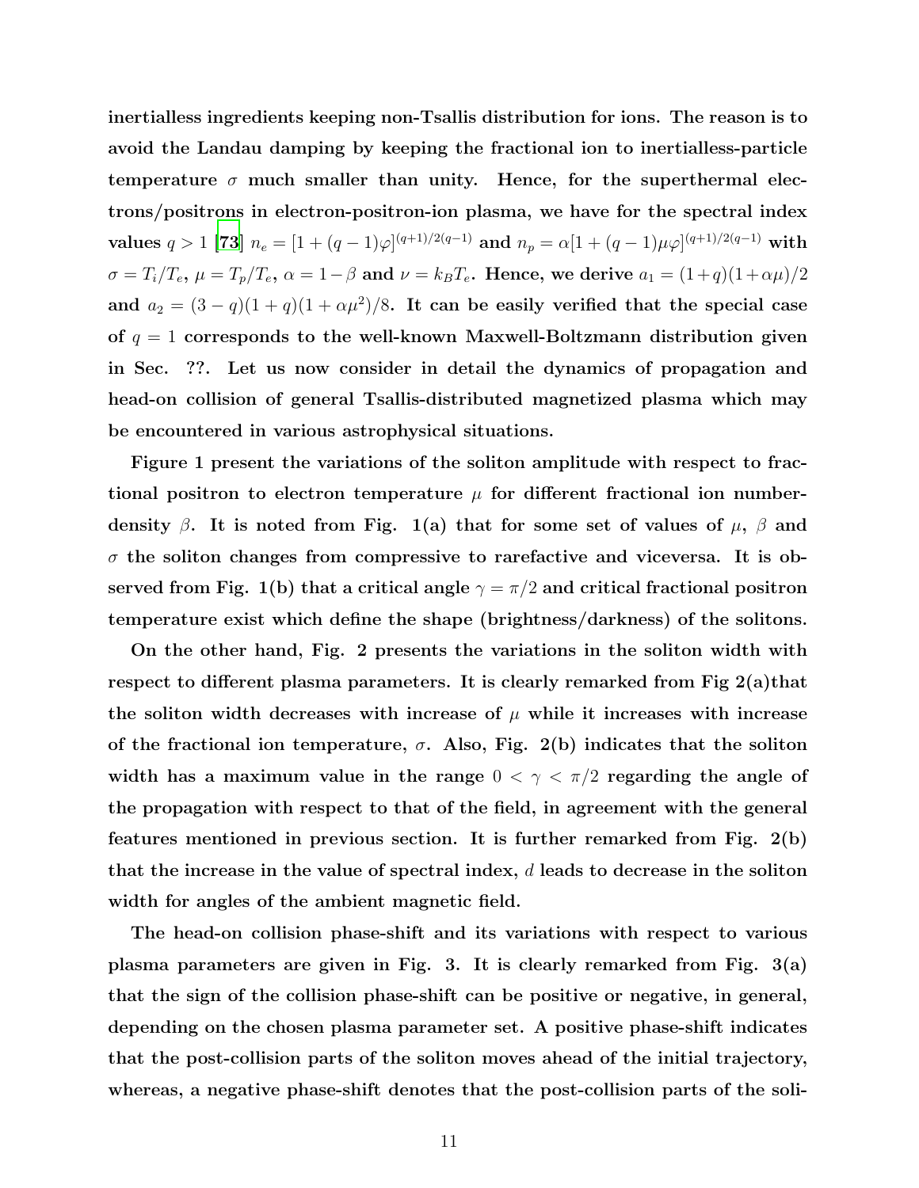**inertialless ingredients keeping non-Tsallis distribution for ions. The reason is to avoid the Landau damping by keeping the fractional ion to inertialless-particle temperature $\sigma$ much smaller than unity. Hence, for the superthermal electrons/positrons in electron-positron-ion plasma, we have for the spectral index values $q > 1$ [73] $n_e = [1 + (q-1)\varphi]^{(q+1)/2(q-1)}$ and $n_p = \alpha[1 + (q-1)\mu\varphi]^{(q+1)/2(q-1)}$ with $\sigma = T_i/T_e$, $\mu = T_p/T_e$, $\alpha = 1 - \beta$ and $\nu = k_B T_e$. Hence, we derive $a_1 = (1+q)(1+\alpha\mu)/2$ and $a_2 = (3-q)(1+q)(1+\alpha\mu^2)/8$. It can be easily verified that the special case of $q = 1$ corresponds to the well-known Maxwell-Boltzmann distribution given in Sec. ??. Let us now consider in detail the dynamics of propagation and head-on collision of general Tsallis-distributed magnetized plasma which may be encountered in various astrophysical situations.**

**Figure 1 present the variations of the soliton amplitude with respect to fractional positron to electron temperature $\mu$ for different fractional ion number-density $\beta$. It is noted from Fig. 1(a) that for some set of values of $\mu$, $\beta$ and $\sigma$ the soliton changes from compressive to rarefactive and viceversa. It is observed from Fig. 1(b) that a critical angle $\gamma = \pi/2$ and critical fractional positron temperature exist which define the shape (brightness/darkness) of the solitons.**

**On the other hand, Fig. 2 presents the variations in the soliton width with respect to different plasma parameters. It is clearly remarked from Fig 2(a)that the soliton width decreases with increase of $\mu$ while it increases with increase of the fractional ion temperature, $\sigma$. Also, Fig. 2(b) indicates that the soliton width has a maximum value in the range $0 < \gamma < \pi/2$ regarding the angle of the propagation with respect to that of the field, in agreement with the general features mentioned in previous section. It is further remarked from Fig. 2(b) that the increase in the value of spectral index, $d$ leads to decrease in the soliton width for angles of the ambient magnetic field.**

**The head-on collision phase-shift and its variations with respect to various plasma parameters are given in Fig. 3. It is clearly remarked from Fig. 3(a) that the sign of the collision phase-shift can be positive or negative, in general, depending on the chosen plasma parameter set. A positive phase-shift indicates that the post-collision parts of the soliton moves ahead of the initial trajectory, whereas, a negative phase-shift denotes that the post-collision parts of the soli-**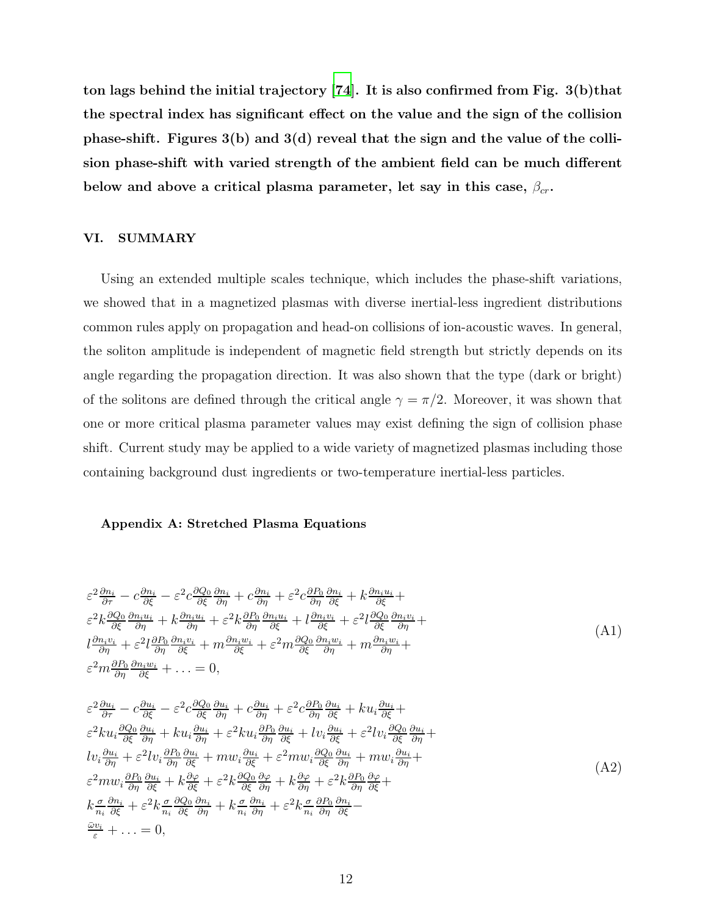**ton lags behind the initial trajectory [74]. It is also confirmed from Fig. 3(b)that the spectral index has significant effect on the value and the sign of the collision phase-shift. Figures 3(b) and 3(d) reveal that the sign and the value of the collision phase-shift with varied strength of the ambient field can be much different below and above a critical plasma parameter, let say in this case, $\beta_{cr}$.**

## VI. SUMMARY

Using an extended multiple scales technique, which includes the phase-shift variations, we showed that in a magnetized plasmas with diverse inertial-less ingredient distributions common rules apply on propagation and head-on collisions of ion-acoustic waves. In general, the soliton amplitude is independent of magnetic field strength but strictly depends on its angle regarding the propagation direction. It was also shown that the type (dark or bright) of the solitons are defined through the critical angle $\gamma = \pi/2$. Moreover, it was shown that one or more critical plasma parameter values may exist defining the sign of collision phase shift. Current study may be applied to a wide variety of magnetized plasmas including those containing background dust ingredients or two-temperature inertial-less particles.

### Appendix A: Stretched Plasma Equations

$$
\begin{aligned}
&\varepsilon^2\frac{\partial n_i}{\partial \tau} - c\frac{\partial n_i}{\partial \xi} - \varepsilon^2 c\frac{\partial Q_0}{\partial \xi}\frac{\partial n_i}{\partial \eta} + c\frac{\partial n_i}{\partial \eta} + \varepsilon^2 c\frac{\partial P_0}{\partial \eta}\frac{\partial n_i}{\partial \xi} + k\frac{\partial n_i u_i}{\partial \xi} + \\
&\varepsilon^2 k\frac{\partial Q_0}{\partial \xi}\frac{\partial n_i u_i}{\partial \eta} + k\frac{\partial n_i u_i}{\partial \eta} + \varepsilon^2 k\frac{\partial P_0}{\partial \eta}\frac{\partial n_i u_i}{\partial \xi} + l\frac{\partial n_i v_i}{\partial \xi} + \varepsilon^2 l\frac{\partial Q_0}{\partial \xi}\frac{\partial n_i v_i}{\partial \eta} + \\
&l\frac{\partial n_i v_i}{\partial \eta} + \varepsilon^2 l\frac{\partial P_0}{\partial \eta}\frac{\partial n_i v_i}{\partial \xi} + m\frac{\partial n_i w_i}{\partial \xi} + \varepsilon^2 m\frac{\partial Q_0}{\partial \xi}\frac{\partial n_i w_i}{\partial \eta} + m\frac{\partial n_i w_i}{\partial \eta} + \\
&\varepsilon^2 m\frac{\partial P_0}{\partial \eta}\frac{\partial n_i w_i}{\partial \xi} + \ldots = 0,
\end{aligned}
\tag{A1}
$$

$$
\begin{aligned}
&\varepsilon^2\frac{\partial u_i}{\partial \tau} - c\frac{\partial u_i}{\partial \xi} - \varepsilon^2 c\frac{\partial Q_0}{\partial \xi}\frac{\partial u_i}{\partial \eta} + c\frac{\partial u_i}{\partial \eta} + \varepsilon^2 c\frac{\partial P_0}{\partial \eta}\frac{\partial u_i}{\partial \xi} + k u_i\frac{\partial u_i}{\partial \xi} + \\
&\varepsilon^2 k u_i\frac{\partial Q_0}{\partial \xi}\frac{\partial u_i}{\partial \eta} + k u_i\frac{\partial u_i}{\partial \eta} + \varepsilon^2 k u_i\frac{\partial P_0}{\partial \eta}\frac{\partial u_i}{\partial \xi} + l v_i\frac{\partial u_i}{\partial \xi} + \varepsilon^2 l v_i\frac{\partial Q_0}{\partial \xi}\frac{\partial u_i}{\partial \eta} + \\
&l v_i\frac{\partial u_i}{\partial \eta} + \varepsilon^2 l v_i\frac{\partial P_0}{\partial \eta}\frac{\partial u_i}{\partial \xi} + m w_i\frac{\partial u_i}{\partial \xi} + \varepsilon^2 m w_i\frac{\partial Q_0}{\partial \xi}\frac{\partial u_i}{\partial \eta} + m w_i\frac{\partial u_i}{\partial \eta} + \\
&\varepsilon^2 m w_i\frac{\partial P_0}{\partial \eta}\frac{\partial u_i}{\partial \xi} + k\frac{\partial \varphi}{\partial \xi} + \varepsilon^2 k\frac{\partial Q_0}{\partial \xi}\frac{\partial \varphi}{\partial \eta} + k\frac{\partial \varphi}{\partial \eta} + \varepsilon^2 k\frac{\partial P_0}{\partial \eta}\frac{\partial \varphi}{\partial \xi} + \\
&k\frac{\sigma}{n_i}\frac{\partial n_i}{\partial \xi} + \varepsilon^2 k\frac{\sigma}{n_i}\frac{\partial Q_0}{\partial \xi}\frac{\partial n_i}{\partial \eta} + k\frac{\sigma}{n_i}\frac{\partial n_i}{\partial \eta} + \varepsilon^2 k\frac{\sigma}{n_i}\frac{\partial P_0}{\partial \eta}\frac{\partial n_i}{\partial \xi} - \\
&\frac{\bar{\omega} v_i}{\varepsilon} + \ldots = 0,
\end{aligned}
\tag{A2}
$$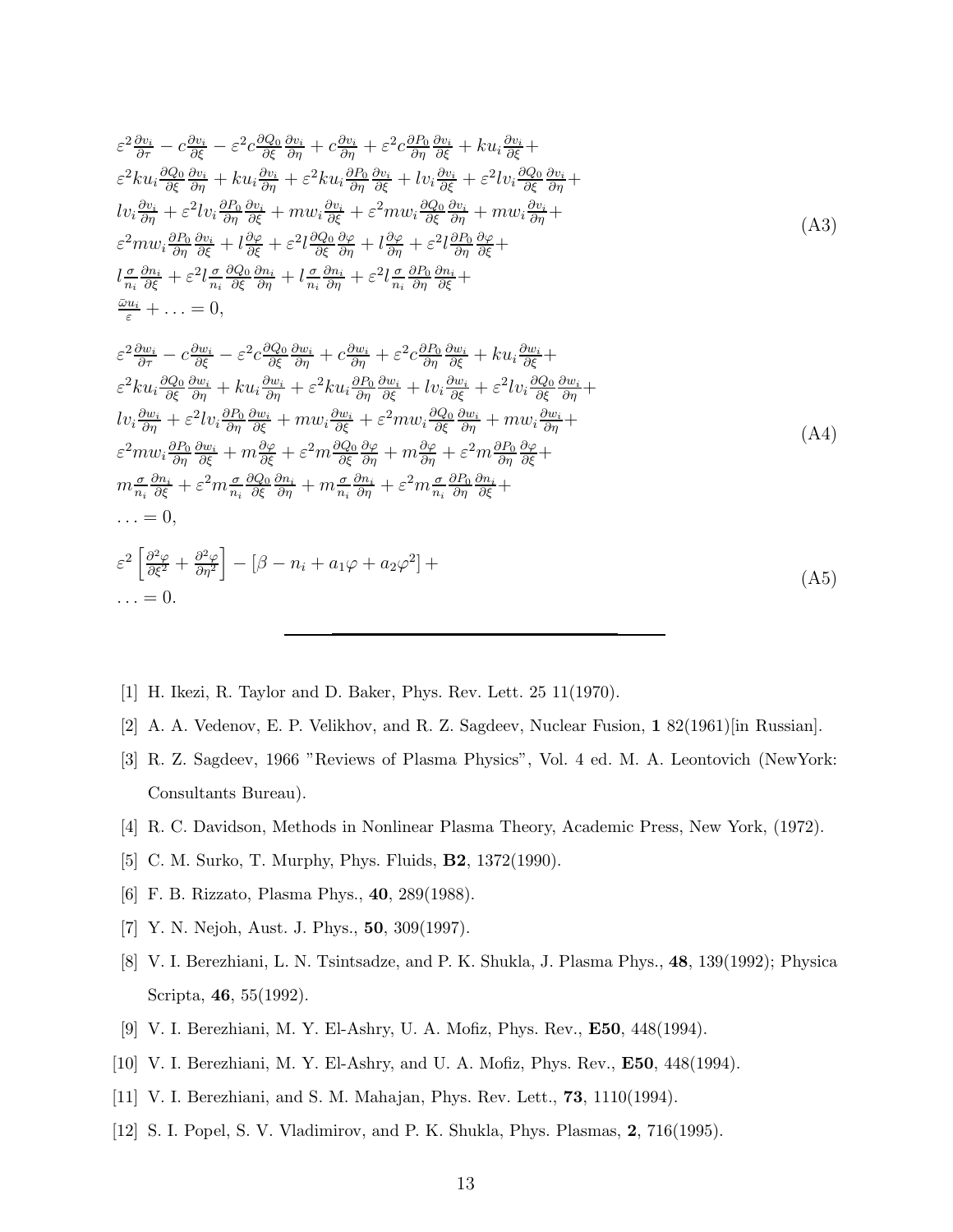$$
\begin{aligned}
&\varepsilon^2\frac{\partial v_i}{\partial\tau} - c\frac{\partial v_i}{\partial\xi} - \varepsilon^2 c\frac{\partial Q_0}{\partial\xi}\frac{\partial v_i}{\partial\eta} + c\frac{\partial v_i}{\partial\eta} + \varepsilon^2 c\frac{\partial P_0}{\partial\eta}\frac{\partial v_i}{\partial\xi} + ku_i\frac{\partial v_i}{\partial\xi} + \\
&\varepsilon^2 ku_i\frac{\partial Q_0}{\partial\xi}\frac{\partial v_i}{\partial\eta} + ku_i\frac{\partial v_i}{\partial\eta} + \varepsilon^2 ku_i\frac{\partial P_0}{\partial\eta}\frac{\partial v_i}{\partial\xi} + lv_i\frac{\partial v_i}{\partial\xi} + \varepsilon^2 lv_i\frac{\partial Q_0}{\partial\xi}\frac{\partial v_i}{\partial\eta} + \\
&lv_i\frac{\partial v_i}{\partial\eta} + \varepsilon^2 lv_i\frac{\partial P_0}{\partial\eta}\frac{\partial v_i}{\partial\xi} + mw_i\frac{\partial v_i}{\partial\xi} + \varepsilon^2 mw_i\frac{\partial Q_0}{\partial\xi}\frac{\partial v_i}{\partial\eta} + mw_i\frac{\partial v_i}{\partial\eta} + \\
&\varepsilon^2 mw_i\frac{\partial P_0}{\partial\eta}\frac{\partial v_i}{\partial\xi} + l\frac{\partial\varphi}{\partial\xi} + \varepsilon^2 l\frac{\partial Q_0}{\partial\xi}\frac{\partial\varphi}{\partial\eta} + l\frac{\partial\varphi}{\partial\eta} + \varepsilon^2 l\frac{\partial P_0}{\partial\eta}\frac{\partial\varphi}{\partial\xi} + \\
&l\frac{\sigma}{n_i}\frac{\partial n_i}{\partial\xi} + \varepsilon^2 l\frac{\sigma}{n_i}\frac{\partial Q_0}{\partial\xi}\frac{\partial n_i}{\partial\eta} + l\frac{\sigma}{n_i}\frac{\partial n_i}{\partial\eta} + \varepsilon^2 l\frac{\sigma}{n_i}\frac{\partial P_0}{\partial\eta}\frac{\partial n_i}{\partial\xi} + \\
&\frac{\bar{\omega}u_i}{\varepsilon} + \ldots = 0,
\end{aligned} \tag{A3}
$$

$$
\begin{aligned}
&\varepsilon^2\frac{\partial w_i}{\partial\tau} - c\frac{\partial w_i}{\partial\xi} - \varepsilon^2 c\frac{\partial Q_0}{\partial\xi}\frac{\partial w_i}{\partial\eta} + c\frac{\partial w_i}{\partial\eta} + \varepsilon^2 c\frac{\partial P_0}{\partial\eta}\frac{\partial w_i}{\partial\xi} + ku_i\frac{\partial w_i}{\partial\xi} + \\
&\varepsilon^2 ku_i\frac{\partial Q_0}{\partial\xi}\frac{\partial w_i}{\partial\eta} + ku_i\frac{\partial w_i}{\partial\eta} + \varepsilon^2 ku_i\frac{\partial P_0}{\partial\eta}\frac{\partial w_i}{\partial\xi} + lv_i\frac{\partial w_i}{\partial\xi} + \varepsilon^2 lv_i\frac{\partial Q_0}{\partial\xi}\frac{\partial w_i}{\partial\eta} + \\
&lv_i\frac{\partial w_i}{\partial\eta} + \varepsilon^2 lv_i\frac{\partial P_0}{\partial\eta}\frac{\partial w_i}{\partial\xi} + mw_i\frac{\partial w_i}{\partial\xi} + \varepsilon^2 mw_i\frac{\partial Q_0}{\partial\xi}\frac{\partial w_i}{\partial\eta} + mw_i\frac{\partial w_i}{\partial\eta} + \\
&\varepsilon^2 mw_i\frac{\partial P_0}{\partial\eta}\frac{\partial w_i}{\partial\xi} + m\frac{\partial\varphi}{\partial\xi} + \varepsilon^2 m\frac{\partial Q_0}{\partial\xi}\frac{\partial\varphi}{\partial\eta} + m\frac{\partial\varphi}{\partial\eta} + \varepsilon^2 m\frac{\partial P_0}{\partial\eta}\frac{\partial\varphi}{\partial\xi} + \\
&m\frac{\sigma}{n_i}\frac{\partial n_i}{\partial\xi} + \varepsilon^2 m\frac{\sigma}{n_i}\frac{\partial Q_0}{\partial\xi}\frac{\partial n_i}{\partial\eta} + m\frac{\sigma}{n_i}\frac{\partial n_i}{\partial\eta} + \varepsilon^2 m\frac{\sigma}{n_i}\frac{\partial P_0}{\partial\eta}\frac{\partial n_i}{\partial\xi} + \\
&\ldots = 0,
\end{aligned} \tag{A4}
$$

$$
\begin{aligned}
&\varepsilon^2\left[\frac{\partial^2\varphi}{\partial\xi^2} + \frac{\partial^2\varphi}{\partial\eta^2}\right] - \left[\beta - n_i + a_1\varphi + a_2\varphi^2\right] + \\
&\ldots = 0.
\end{aligned} \tag{A5}
$$

---

[1] H. Ikezi, R. Taylor and D. Baker, Phys. Rev. Lett. 25 11(1970).

[2] A. A. Vedenov, E. P. Velikhov, and R. Z. Sagdeev, Nuclear Fusion, **1** 82(1961)[in Russian].

[3] R. Z. Sagdeev, 1966 "Reviews of Plasma Physics", Vol. 4 ed. M. A. Leontovich (NewYork: Consultants Bureau).

[4] R. C. Davidson, Methods in Nonlinear Plasma Theory, Academic Press, New York, (1972).

[5] C. M. Surko, T. Murphy, Phys. Fluids, **B2**, 1372(1990).

[6] F. B. Rizzato, Plasma Phys., **40**, 289(1988).

[7] Y. N. Nejoh, Aust. J. Phys., **50**, 309(1997).

[8] V. I. Berezhiani, L. N. Tsintsadze, and P. K. Shukla, J. Plasma Phys., **48**, 139(1992); Physica Scripta, **46**, 55(1992).

[9] V. I. Berezhiani, M. Y. El-Ashry, U. A. Mofiz, Phys. Rev., **E50**, 448(1994).

[10] V. I. Berezhiani, M. Y. El-Ashry, and U. A. Mofiz, Phys. Rev., **E50**, 448(1994).

[11] V. I. Berezhiani, and S. M. Mahajan, Phys. Rev. Lett., **73**, 1110(1994).

[12] S. I. Popel, S. V. Vladimirov, and P. K. Shukla, Phys. Plasmas, **2**, 716(1995).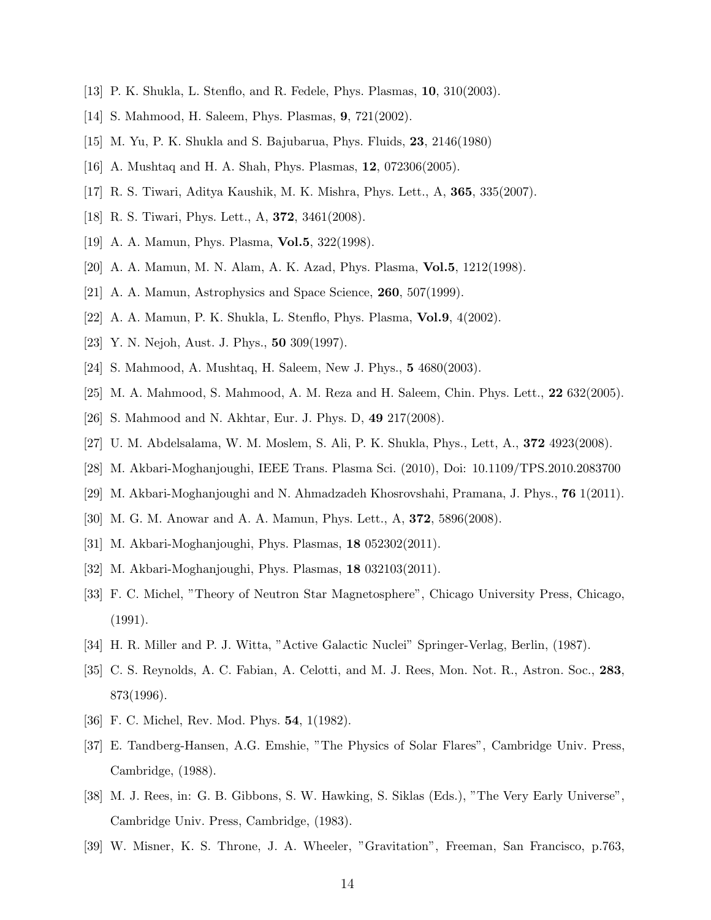[13] P. K. Shukla, L. Stenflo, and R. Fedele, Phys. Plasmas, **10**, 310(2003).

[14] S. Mahmood, H. Saleem, Phys. Plasmas, **9**, 721(2002).

[15] M. Yu, P. K. Shukla and S. Bajubarua, Phys. Fluids, **23**, 2146(1980)

[16] A. Mushtaq and H. A. Shah, Phys. Plasmas, **12**, 072306(2005).

[17] R. S. Tiwari, Aditya Kaushik, M. K. Mishra, Phys. Lett., A, **365**, 335(2007).

[18] R. S. Tiwari, Phys. Lett., A, **372**, 3461(2008).

[19] A. A. Mamun, Phys. Plasma, **Vol.5**, 322(1998).

[20] A. A. Mamun, M. N. Alam, A. K. Azad, Phys. Plasma, **Vol.5**, 1212(1998).

[21] A. A. Mamun, Astrophysics and Space Science, **260**, 507(1999).

[22] A. A. Mamun, P. K. Shukla, L. Stenflo, Phys. Plasma, **Vol.9**, 4(2002).

[23] Y. N. Nejoh, Aust. J. Phys., **50** 309(1997).

[24] S. Mahmood, A. Mushtaq, H. Saleem, New J. Phys., **5** 4680(2003).

[25] M. A. Mahmood, S. Mahmood, A. M. Reza and H. Saleem, Chin. Phys. Lett., **22** 632(2005).

[26] S. Mahmood and N. Akhtar, Eur. J. Phys. D, **49** 217(2008).

[27] U. M. Abdelsalama, W. M. Moslem, S. Ali, P. K. Shukla, Phys., Lett, A., **372** 4923(2008).

[28] M. Akbari-Moghanjoughi, IEEE Trans. Plasma Sci. (2010), Doi: 10.1109/TPS.2010.2083700

[29] M. Akbari-Moghanjoughi and N. Ahmadzadeh Khosrovshahi, Pramana, J. Phys., **76** 1(2011).

[30] M. G. M. Anowar and A. A. Mamun, Phys. Lett., A, **372**, 5896(2008).

[31] M. Akbari-Moghanjoughi, Phys. Plasmas, **18** 052302(2011).

[32] M. Akbari-Moghanjoughi, Phys. Plasmas, **18** 032103(2011).

[33] F. C. Michel, "Theory of Neutron Star Magnetosphere", Chicago University Press, Chicago, (1991).

[34] H. R. Miller and P. J. Witta, "Active Galactic Nuclei" Springer-Verlag, Berlin, (1987).

[35] C. S. Reynolds, A. C. Fabian, A. Celotti, and M. J. Rees, Mon. Not. R., Astron. Soc., **283**, 873(1996).

[36] F. C. Michel, Rev. Mod. Phys. **54**, 1(1982).

[37] E. Tandberg-Hansen, A.G. Emshie, "The Physics of Solar Flares", Cambridge Univ. Press, Cambridge, (1988).

[38] M. J. Rees, in: G. B. Gibbons, S. W. Hawking, S. Siklas (Eds.), "The Very Early Universe", Cambridge Univ. Press, Cambridge, (1983).

[39] W. Misner, K. S. Throne, J. A. Wheeler, "Gravitation", Freeman, San Francisco, p.763,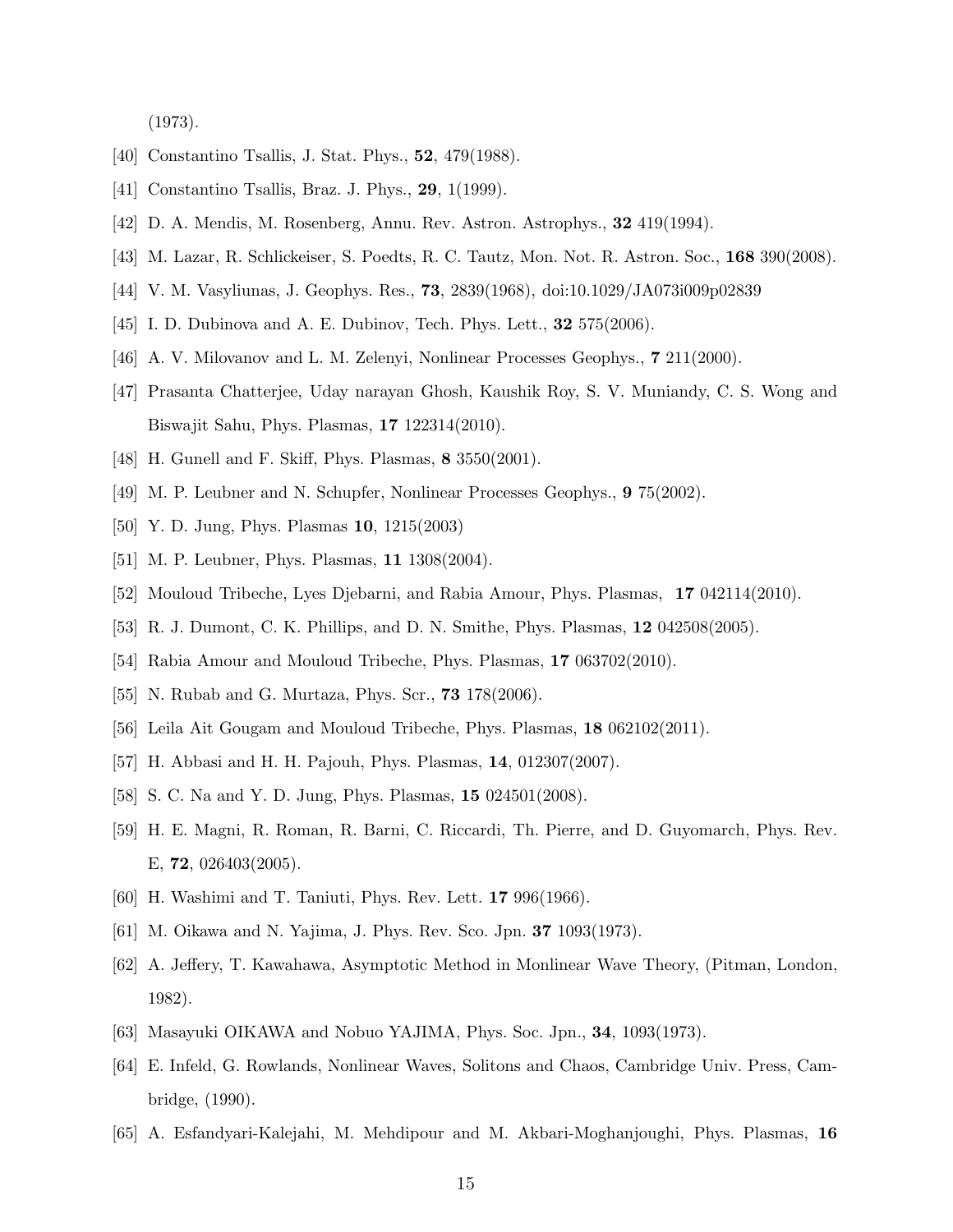(1973).

[40] Constantino Tsallis, J. Stat. Phys., **52**, 479(1988).

[41] Constantino Tsallis, Braz. J. Phys., **29**, 1(1999).

[42] D. A. Mendis, M. Rosenberg, Annu. Rev. Astron. Astrophys., **32** 419(1994).

[43] M. Lazar, R. Schlickeiser, S. Poedts, R. C. Tautz, Mon. Not. R. Astron. Soc., **168** 390(2008).

[44] V. M. Vasyliunas, J. Geophys. Res., **73**, 2839(1968), doi:10.1029/JA073i009p02839

[45] I. D. Dubinova and A. E. Dubinov, Tech. Phys. Lett., **32** 575(2006).

[46] A. V. Milovanov and L. M. Zelenyi, Nonlinear Processes Geophys., **7** 211(2000).

[47] Prasanta Chatterjee, Uday narayan Ghosh, Kaushik Roy, S. V. Muniandy, C. S. Wong and Biswajit Sahu, Phys. Plasmas, **17** 122314(2010).

[48] H. Gunell and F. Skiff, Phys. Plasmas, **8** 3550(2001).

[49] M. P. Leubner and N. Schupfer, Nonlinear Processes Geophys., **9** 75(2002).

[50] Y. D. Jung, Phys. Plasmas **10**, 1215(2003)

[51] M. P. Leubner, Phys. Plasmas, **11** 1308(2004).

[52] Mouloud Tribeche, Lyes Djebarni, and Rabia Amour, Phys. Plasmas, **17** 042114(2010).

[53] R. J. Dumont, C. K. Phillips, and D. N. Smithe, Phys. Plasmas, **12** 042508(2005).

[54] Rabia Amour and Mouloud Tribeche, Phys. Plasmas, **17** 063702(2010).

[55] N. Rubab and G. Murtaza, Phys. Scr., **73** 178(2006).

[56] Leila Ait Gougam and Mouloud Tribeche, Phys. Plasmas, **18** 062102(2011).

[57] H. Abbasi and H. H. Pajouh, Phys. Plasmas, **14**, 012307(2007).

[58] S. C. Na and Y. D. Jung, Phys. Plasmas, **15** 024501(2008).

[59] H. E. Magni, R. Roman, R. Barni, C. Riccardi, Th. Pierre, and D. Guyomarch, Phys. Rev. E, **72**, 026403(2005).

[60] H. Washimi and T. Taniuti, Phys. Rev. Lett. **17** 996(1966).

[61] M. Oikawa and N. Yajima, J. Phys. Rev. Sco. Jpn. **37** 1093(1973).

[62] A. Jeffery, T. Kawahawa, Asymptotic Method in Monlinear Wave Theory, (Pitman, London, 1982).

[63] Masayuki OIKAWA and Nobuo YAJIMA, Phys. Soc. Jpn., **34**, 1093(1973).

[64] E. Infeld, G. Rowlands, Nonlinear Waves, Solitons and Chaos, Cambridge Univ. Press, Cambridge, (1990).

[65] A. Esfandyari-Kalejahi, M. Mehdipour and M. Akbari-Moghanjoughi, Phys. Plasmas, **16**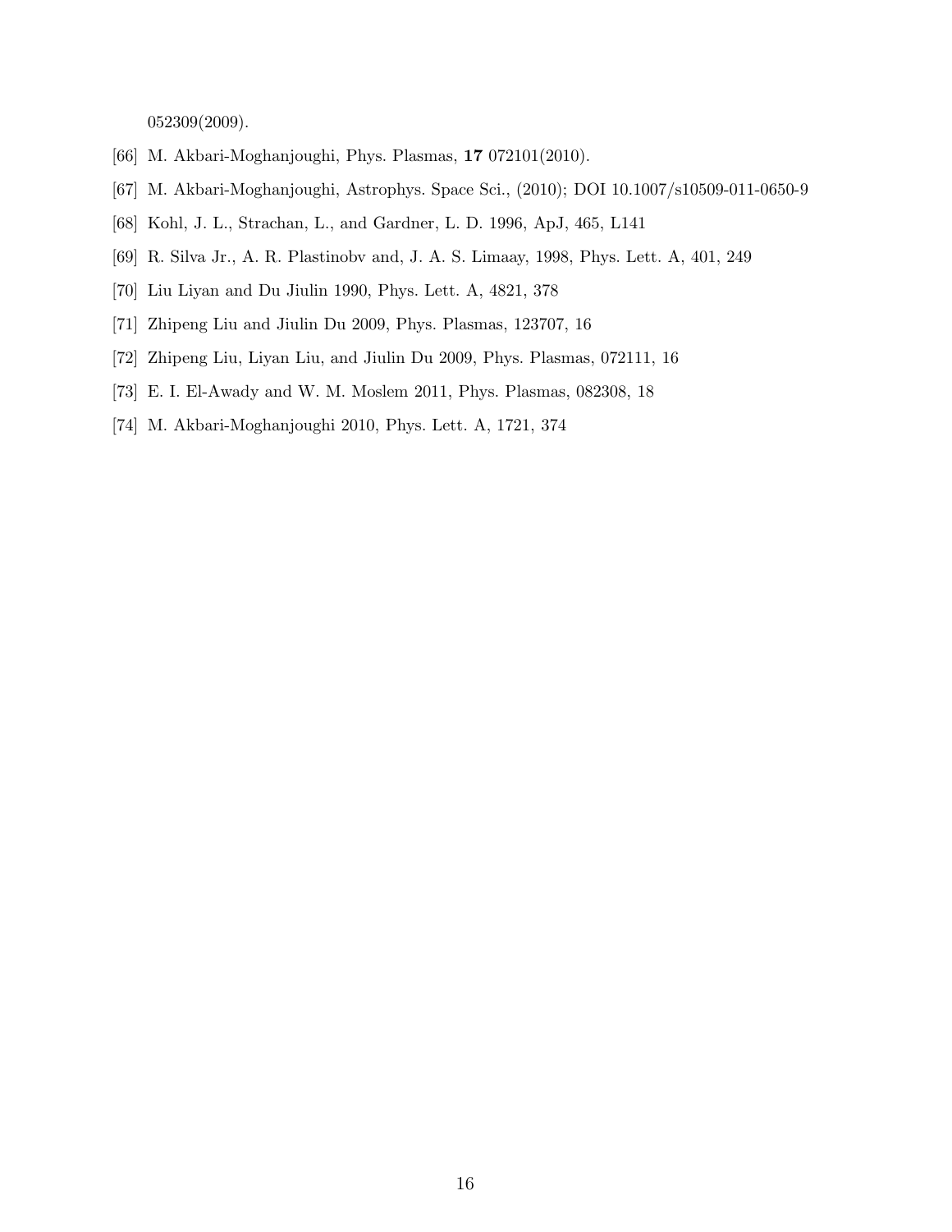052309(2009).

[66] M. Akbari-Moghanjoughi, Phys. Plasmas, **17** 072101(2010).

[67] M. Akbari-Moghanjoughi, Astrophys. Space Sci., (2010); DOI 10.1007/s10509-011-0650-9

[68] Kohl, J. L., Strachan, L., and Gardner, L. D. 1996, ApJ, 465, L141

[69] R. Silva Jr., A. R. Plastinobv and, J. A. S. Limaay, 1998, Phys. Lett. A, 401, 249

[70] Liu Liyan and Du Jiulin 1990, Phys. Lett. A, 4821, 378

[71] Zhipeng Liu and Jiulin Du 2009, Phys. Plasmas, 123707, 16

[72] Zhipeng Liu, Liyan Liu, and Jiulin Du 2009, Phys. Plasmas, 072111, 16

[73] E. I. El-Awady and W. M. Moslem 2011, Phys. Plasmas, 082308, 18

[74] M. Akbari-Moghanjoughi 2010, Phys. Lett. A, 1721, 374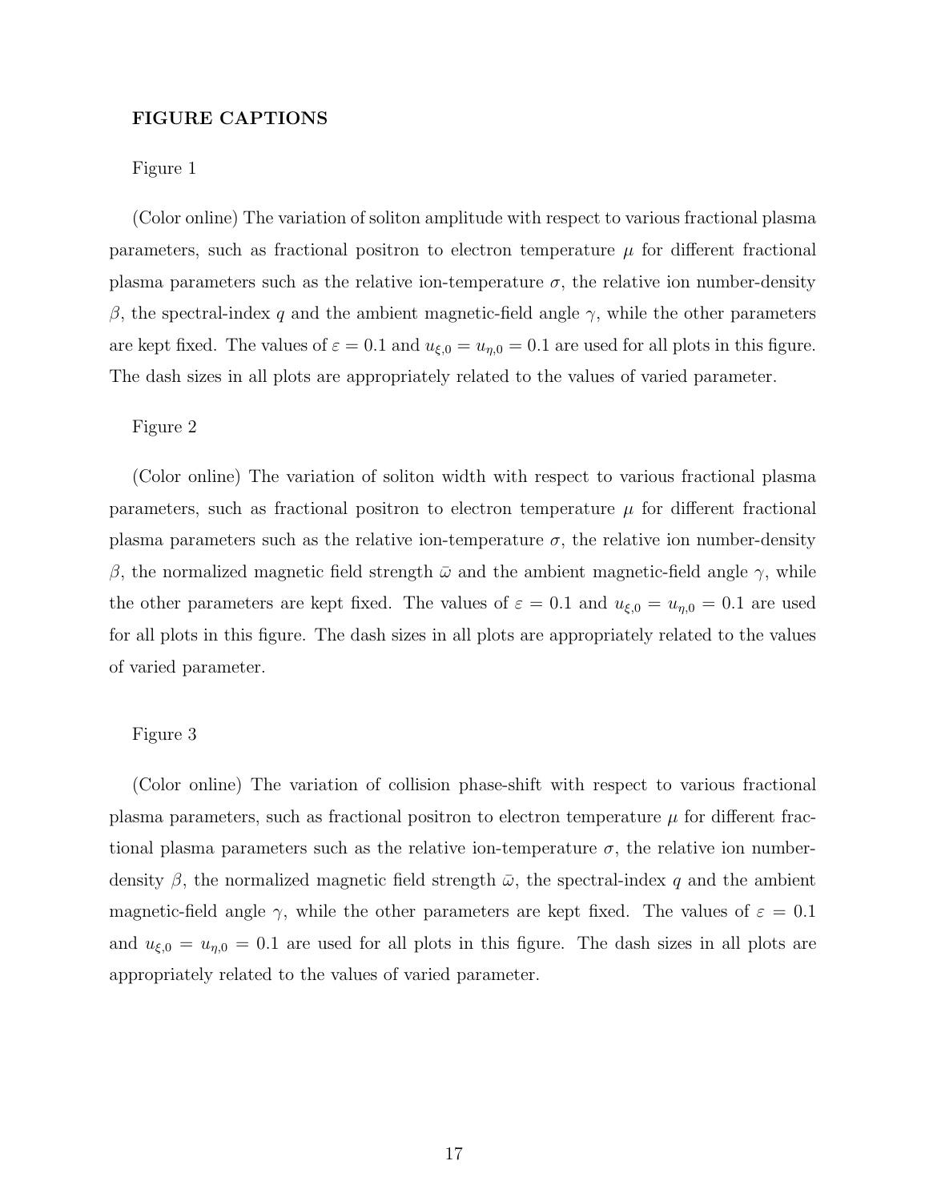## FIGURE CAPTIONS

Figure 1

(Color online) The variation of soliton amplitude with respect to various fractional plasma parameters, such as fractional positron to electron temperature $\mu$ for different fractional plasma parameters such as the relative ion-temperature $\sigma$, the relative ion number-density $\beta$, the spectral-index $q$ and the ambient magnetic-field angle $\gamma$, while the other parameters are kept fixed. The values of $\varepsilon = 0.1$ and $u_{\xi,0} = u_{\eta,0} = 0.1$ are used for all plots in this figure. The dash sizes in all plots are appropriately related to the values of varied parameter.

Figure 2

(Color online) The variation of soliton width with respect to various fractional plasma parameters, such as fractional positron to electron temperature $\mu$ for different fractional plasma parameters such as the relative ion-temperature $\sigma$, the relative ion number-density $\beta$, the normalized magnetic field strength $\bar{\omega}$ and the ambient magnetic-field angle $\gamma$, while the other parameters are kept fixed. The values of $\varepsilon = 0.1$ and $u_{\xi,0} = u_{\eta,0} = 0.1$ are used for all plots in this figure. The dash sizes in all plots are appropriately related to the values of varied parameter.

Figure 3

(Color online) The variation of collision phase-shift with respect to various fractional plasma parameters, such as fractional positron to electron temperature $\mu$ for different fractional plasma parameters such as the relative ion-temperature $\sigma$, the relative ion number-density $\beta$, the normalized magnetic field strength $\bar{\omega}$, the spectral-index $q$ and the ambient magnetic-field angle $\gamma$, while the other parameters are kept fixed. The values of $\varepsilon = 0.1$ and $u_{\xi,0} = u_{\eta,0} = 0.1$ are used for all plots in this figure. The dash sizes in all plots are appropriately related to the values of varied parameter.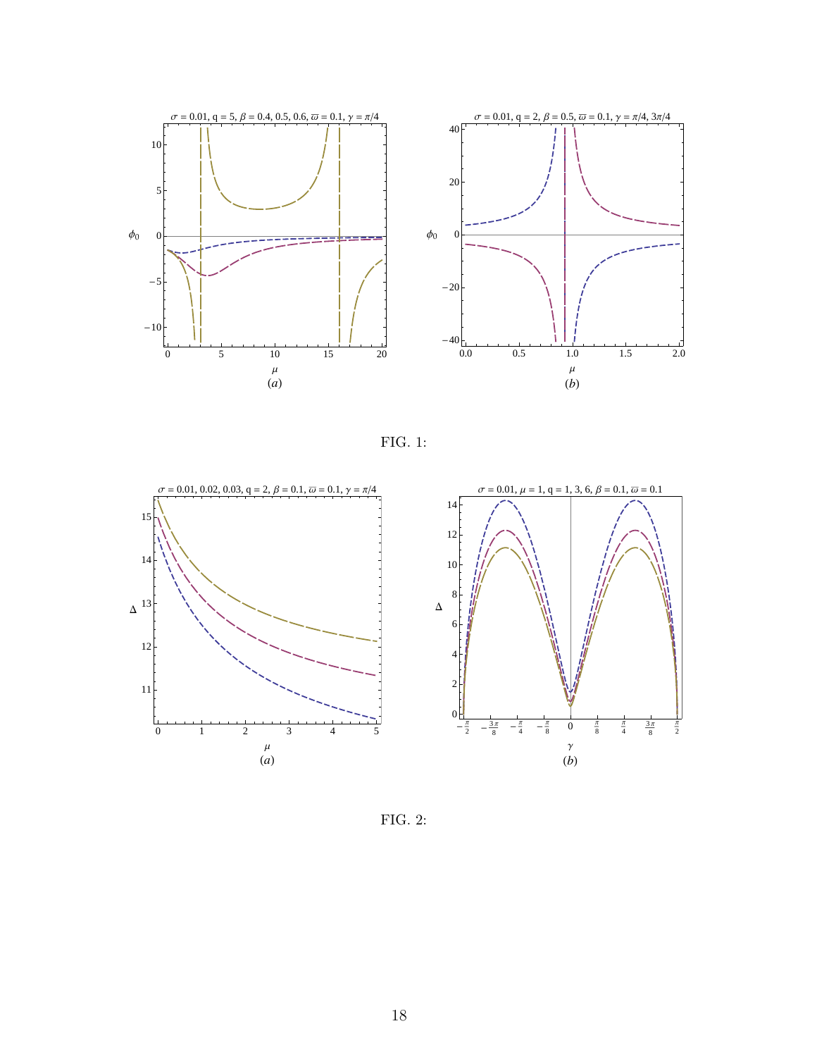FIG. 1:

FIG. 2: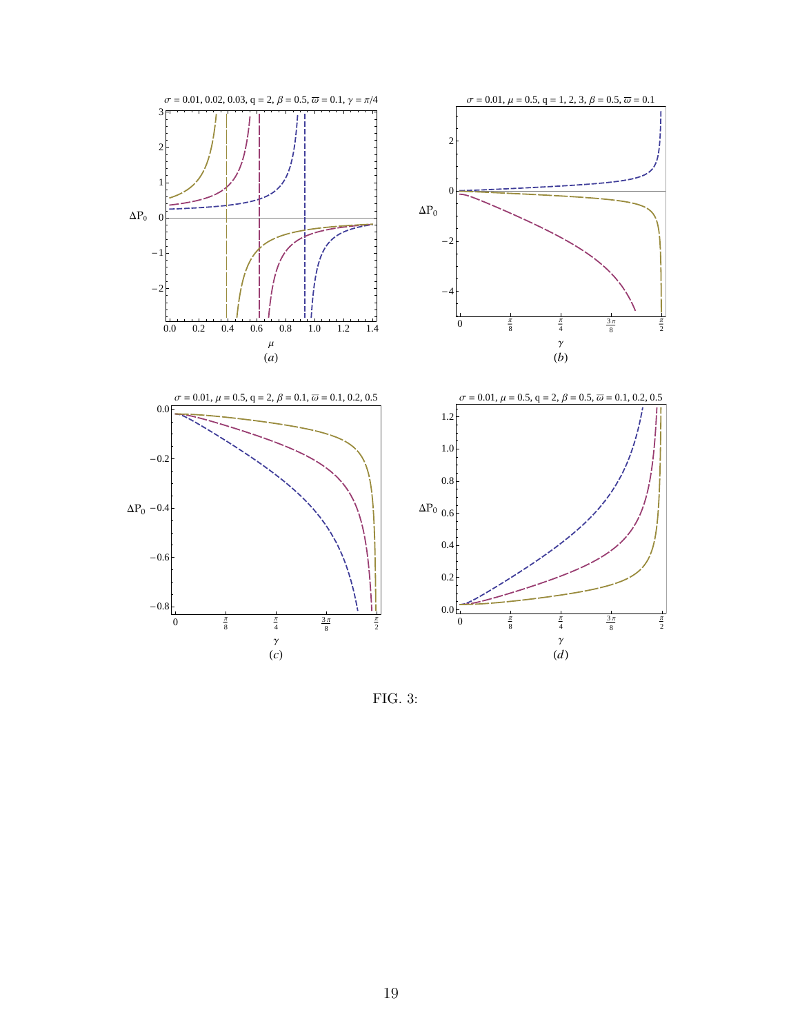$\sigma = 0.01, 0.02, 0.03$, q = 2, $\beta = 0.5$, $\varpi = 0.1$, $\gamma = \pi/4$

$\Delta P_0$

3
2
1
0
−1
−2

0.0 0.2 0.4 0.6 0.8 1.0 1.2 1.4

$\mu$

(a)

$\sigma = 0.01$, $\mu = 0.5$, q = 1, 2, 3, $\beta = 0.5$, $\varpi = 0.1$

$\Delta P_0$

2
0
−2
−4

0 $\frac{\pi}{8}$ $\frac{\pi}{4}$ $\frac{3\pi}{8}$ $\frac{\pi}{2}$

$\gamma$

(b)

$\sigma = 0.01$, $\mu = 0.5$, q = 2, $\beta = 0.1$, $\varpi = 0.1, 0.2, 0.5$

$\Delta P_0$

0.0
−0.2
−0.4
−0.6
−0.8

0 $\frac{\pi}{8}$ $\frac{\pi}{4}$ $\frac{3\pi}{8}$ $\frac{\pi}{2}$

$\gamma$

(c)

$\sigma = 0.01$, $\mu = 0.5$, q = 2, $\beta = 0.5$, $\varpi = 0.1, 0.2, 0.5$

$\Delta P_0$

1.2
1.0
0.8
0.6
0.4
0.2
0.0

0 $\frac{\pi}{8}$ $\frac{\pi}{4}$ $\frac{3\pi}{8}$ $\frac{\pi}{2}$

$\gamma$

(d)

FIG. 3: